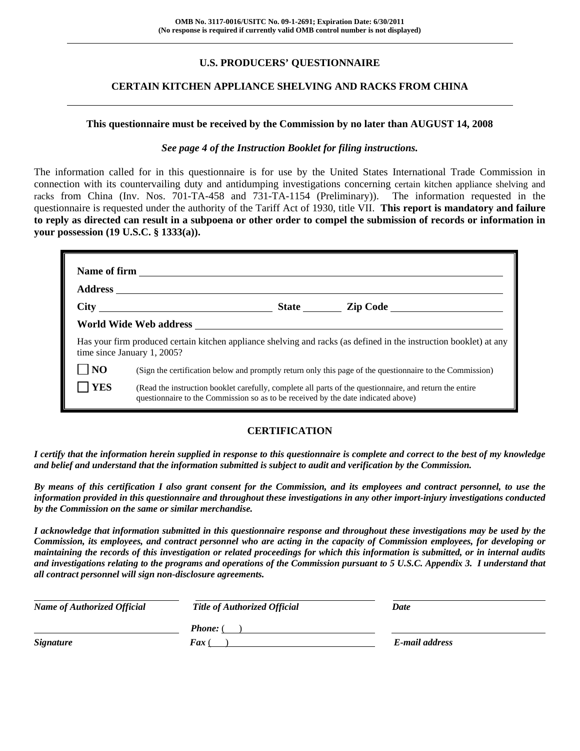**OMB No. 3117-0016/USITC No. 09-1-2691; Expiration Date: 6/30/2011**
**(No response is required if currently valid OMB control number is not displayed)**

## U.S. PRODUCERS' QUESTIONNAIRE

## CERTAIN KITCHEN APPLIANCE SHELVING AND RACKS FROM CHINA

**This questionnaire must be received by the Commission by no later than AUGUST 14, 2008**

***See page 4 of the Instruction Booklet for filing instructions.***

The information called for in this questionnaire is for use by the United States International Trade Commission in connection with its countervailing duty and antidumping investigations concerning certain kitchen appliance shelving and racks from China (Inv. Nos. 701-TA-458 and 731-TA-1154 (Preliminary)). The information requested in the questionnaire is requested under the authority of the Tariff Act of 1930, title VII. **This report is mandatory and failure to reply as directed can result in a subpoena or other order to compel the submission of records or information in your possession (19 U.S.C. § 1333(a)).**

**Name of firm** ____________________

**Address** ____________________

**City** ____________ **State** ______ **Zip Code** ____________

**World Wide Web address** ____________________

Has your firm produced certain kitchen appliance shelving and racks (as defined in the instruction booklet) at any time since January 1, 2005?

☐ **NO** (Sign the certification below and promptly return only this page of the questionnaire to the Commission)

☐ **YES** (Read the instruction booklet carefully, complete all parts of the questionnaire, and return the entire questionnaire to the Commission so as to be received by the date indicated above)

## CERTIFICATION

***I certify that the information herein supplied in response to this questionnaire is complete and correct to the best of my knowledge and belief and understand that the information submitted is subject to audit and verification by the Commission.***

***By means of this certification I also grant consent for the Commission, and its employees and contract personnel, to use the information provided in this questionnaire and throughout these investigations in any other import-injury investigations conducted by the Commission on the same or similar merchandise.***

***I acknowledge that information submitted in this questionnaire response and throughout these investigations may be used by the Commission, its employees, and contract personnel who are acting in the capacity of Commission employees, for developing or maintaining the records of this investigation or related proceedings for which this information is submitted, or in internal audits and investigations relating to the programs and operations of the Commission pursuant to 5 U.S.C. Appendix 3. I understand that all contract personnel will sign non-disclosure agreements.***

| ____________________ | ____________________ | ____________________ |
|---|---|---|
| ***Name of Authorized Official*** | ***Title of Authorized Official*** | ***Date*** |
| ____________________ | ***Phone:*** ( ) ____________ | ____________________ |
| ***Signature*** | ***Fax*** ( ) ____________ | ***E-mail address*** |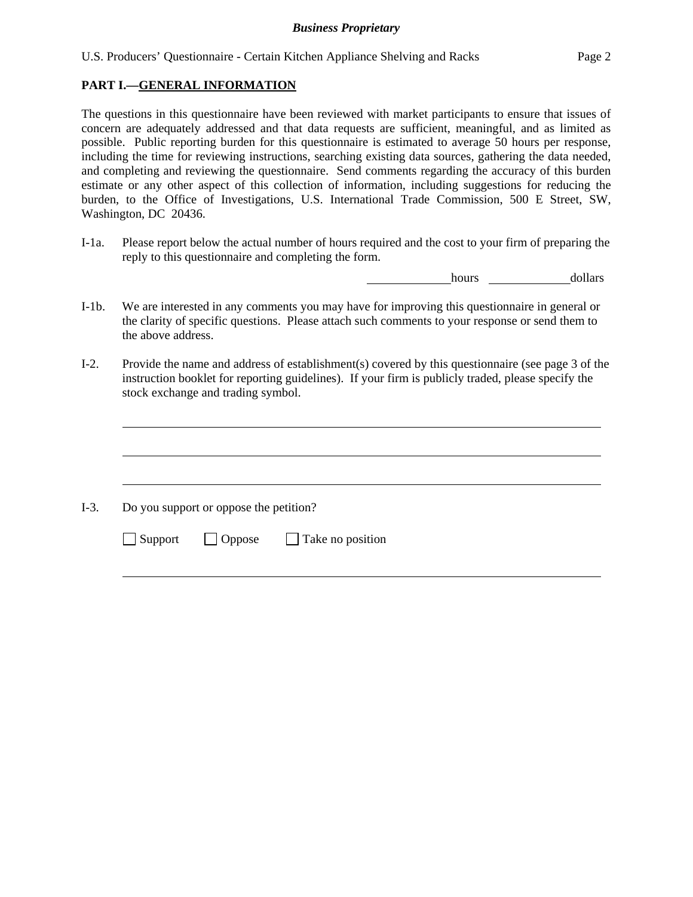## PART I.—GENERAL INFORMATION

The questions in this questionnaire have been reviewed with market participants to ensure that issues of concern are adequately addressed and that data requests are sufficient, meaningful, and as limited as possible. Public reporting burden for this questionnaire is estimated to average 50 hours per response, including the time for reviewing instructions, searching existing data sources, gathering the data needed, and completing and reviewing the questionnaire. Send comments regarding the accuracy of this burden estimate or any other aspect of this collection of information, including suggestions for reducing the burden, to the Office of Investigations, U.S. International Trade Commission, 500 E Street, SW, Washington, DC 20436.

I-1a. Please report below the actual number of hours required and the cost to your firm of preparing the reply to this questionnaire and completing the form.

_____________ hours _____________ dollars

I-1b. We are interested in any comments you may have for improving this questionnaire in general or the clarity of specific questions. Please attach such comments to your response or send them to the above address.

I-2. Provide the name and address of establishment(s) covered by this questionnaire (see page 3 of the instruction booklet for reporting guidelines). If your firm is publicly traded, please specify the stock exchange and trading symbol.

______________________________________________________________________

______________________________________________________________________

______________________________________________________________________

I-3. Do you support or oppose the petition?

☐ Support ☐ Oppose ☐ Take no position

______________________________________________________________________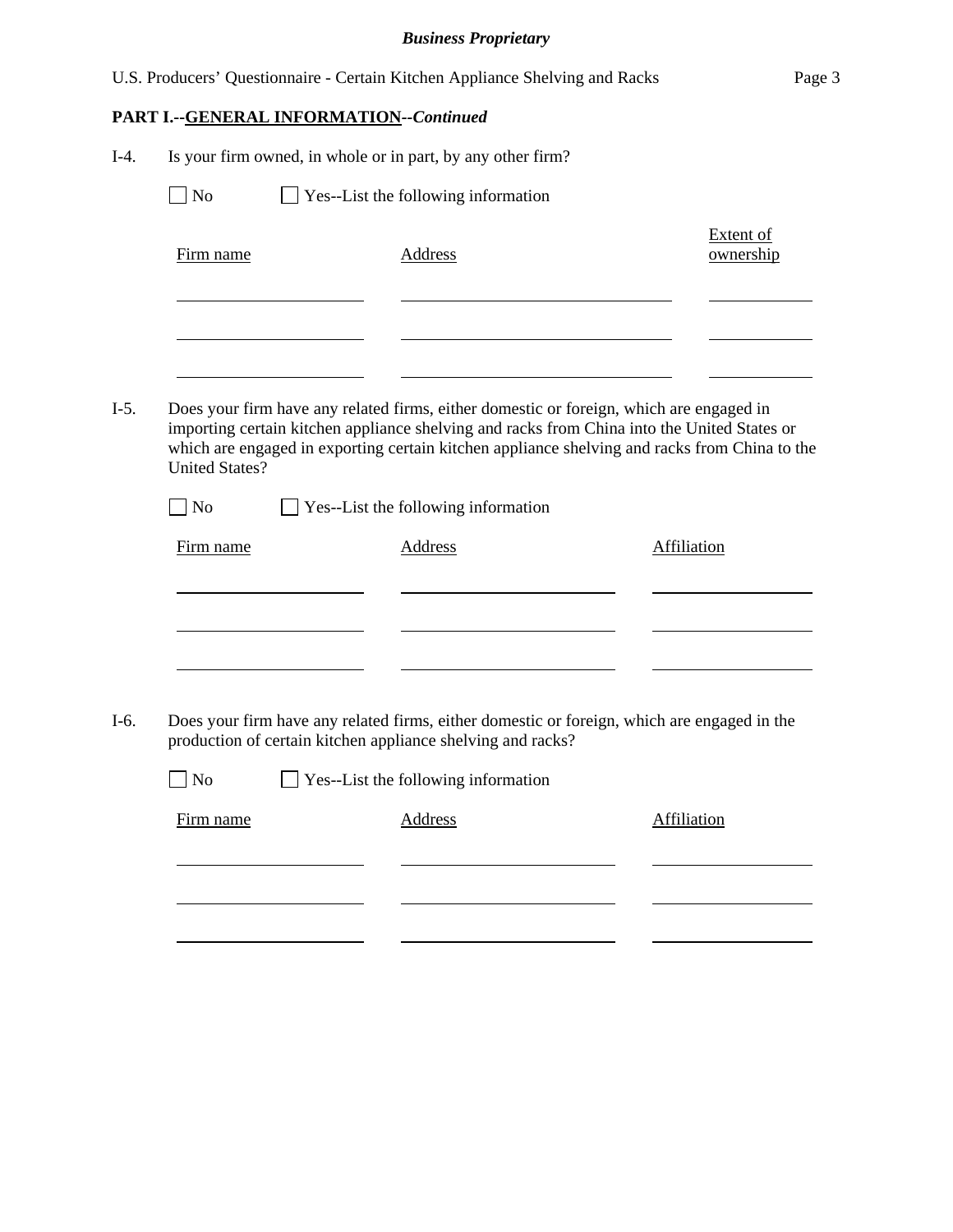**PART I.--GENERAL INFORMATION--*Continued***

I-4. Is your firm owned, in whole or in part, by any other firm?

☐ No ☐ Yes--List the following information

| Firm name | Address | Extent of ownership |
|---|---|---|
| | | |
| | | |
| | | |

I-5. Does your firm have any related firms, either domestic or foreign, which are engaged in importing certain kitchen appliance shelving and racks from China into the United States or which are engaged in exporting certain kitchen appliance shelving and racks from China to the United States?

☐ No ☐ Yes--List the following information

| Firm name | Address | Affiliation |
|---|---|---|
| | | |
| | | |
| | | |

I-6. Does your firm have any related firms, either domestic or foreign, which are engaged in the production of certain kitchen appliance shelving and racks?

☐ No ☐ Yes--List the following information

| Firm name | Address | Affiliation |
|---|---|---|
| | | |
| | | |
| | | |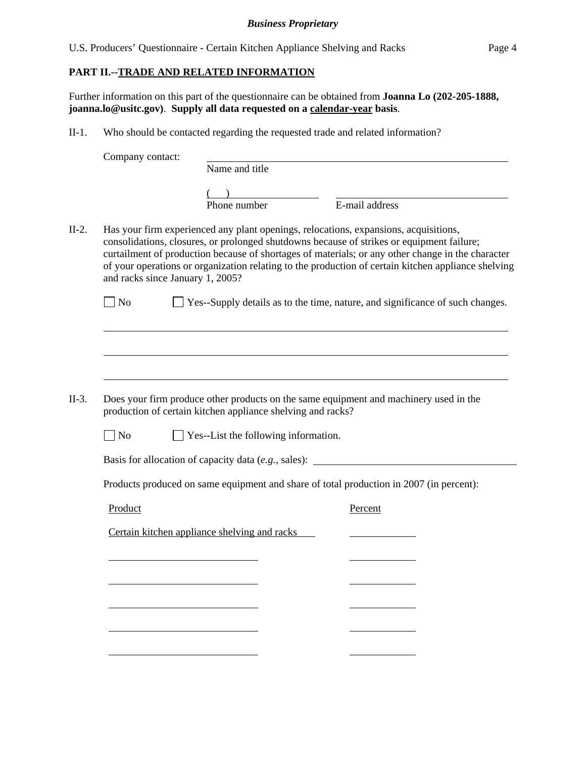## PART II.--TRADE AND RELATED INFORMATION

Further information on this part of the questionnaire can be obtained from **Joanna Lo (202-205-1888, joanna.lo@usitc.gov)**. **Supply all data requested on a calendar-year basis**.

II-1. Who should be contacted regarding the requested trade and related information?

Company contact: ______________________________
Name and title

(    ) ______________ ______________________
Phone number E-mail address

II-2. Has your firm experienced any plant openings, relocations, expansions, acquisitions, consolidations, closures, or prolonged shutdowns because of strikes or equipment failure; curtailment of production because of shortages of materials; or any other change in the character of your operations or organization relating to the production of certain kitchen appliance shelving and racks since January 1, 2005?

☐ No ☐ Yes--Supply details as to the time, nature, and significance of such changes.

______________________________________________________________________

______________________________________________________________________

______________________________________________________________________

II-3. Does your firm produce other products on the same equipment and machinery used in the production of certain kitchen appliance shelving and racks?

☐ No ☐ Yes--List the following information.

Basis for allocation of capacity data (*e.g.*, sales): ______________________________

Products produced on same equipment and share of total production in 2007 (in percent):

| Product | Percent |
|---|---|
| Certain kitchen appliance shelving and racks | |
| | |
| | |
| | |
| | |
| | |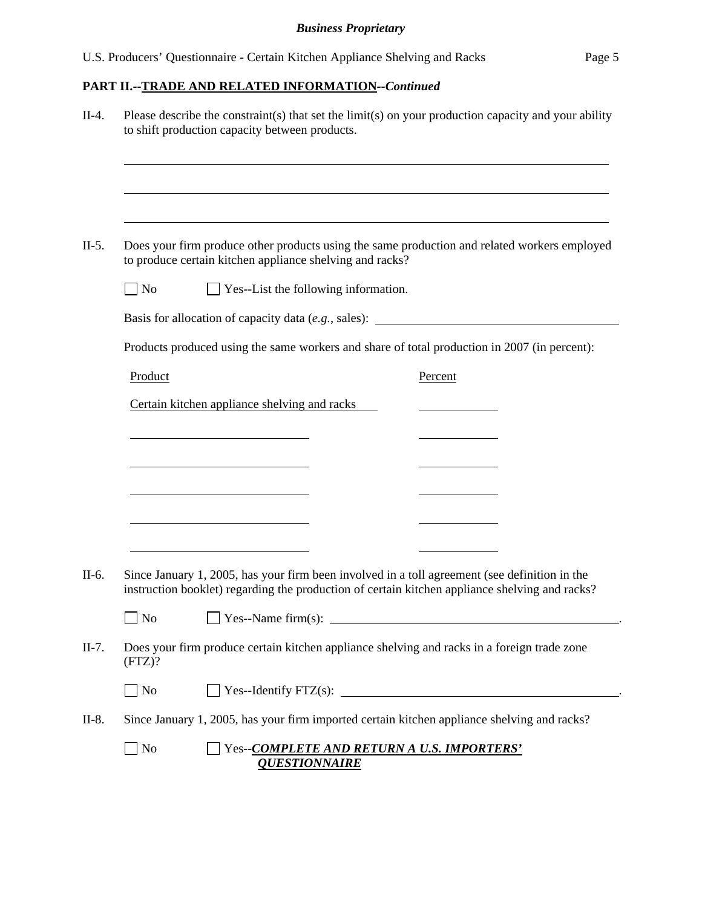## PART II.--TRADE AND RELATED INFORMATION--*Continued*

II-4. Please describe the constraint(s) that set the limit(s) on your production capacity and your ability to shift production capacity between products.

\_\_\_\_\_\_\_\_\_\_\_\_\_\_\_\_\_\_\_\_\_\_\_\_\_\_\_\_\_\_\_\_\_\_\_\_\_\_\_\_\_\_\_\_\_\_\_\_\_\_\_\_\_\_\_\_\_\_\_\_

\_\_\_\_\_\_\_\_\_\_\_\_\_\_\_\_\_\_\_\_\_\_\_\_\_\_\_\_\_\_\_\_\_\_\_\_\_\_\_\_\_\_\_\_\_\_\_\_\_\_\_\_\_\_\_\_\_\_\_\_

\_\_\_\_\_\_\_\_\_\_\_\_\_\_\_\_\_\_\_\_\_\_\_\_\_\_\_\_\_\_\_\_\_\_\_\_\_\_\_\_\_\_\_\_\_\_\_\_\_\_\_\_\_\_\_\_\_\_\_\_

II-5. Does your firm produce other products using the same production and related workers employed to produce certain kitchen appliance shelving and racks?

☐ No ☐ Yes--List the following information.

Basis for allocation of capacity data (*e.g.*, sales): \_\_\_\_\_\_\_\_\_\_\_\_\_\_\_\_\_\_\_\_\_\_\_\_\_\_\_\_\_\_

Products produced using the same workers and share of total production in 2007 (in percent):

| Product | Percent |
|---|---|
| Certain kitchen appliance shelving and racks | |
| | |
| | |
| | |
| | |
| | |

II-6. Since January 1, 2005, has your firm been involved in a toll agreement (see definition in the instruction booklet) regarding the production of certain kitchen appliance shelving and racks?

☐ No ☐ Yes--Name firm(s): \_\_\_\_\_\_\_\_\_\_\_\_\_\_\_\_\_\_\_\_\_\_\_\_\_\_\_\_\_\_\_\_\_\_\_\_.

II-7. Does your firm produce certain kitchen appliance shelving and racks in a foreign trade zone (FTZ)?

☐ No ☐ Yes--Identify FTZ(s): \_\_\_\_\_\_\_\_\_\_\_\_\_\_\_\_\_\_\_\_\_\_\_\_\_\_\_\_\_\_\_\_\_\_\_\_.

II-8. Since January 1, 2005, has your firm imported certain kitchen appliance shelving and racks?

☐ No ☐ Yes--***COMPLETE AND RETURN A U.S. IMPORTERS' QUESTIONNAIRE***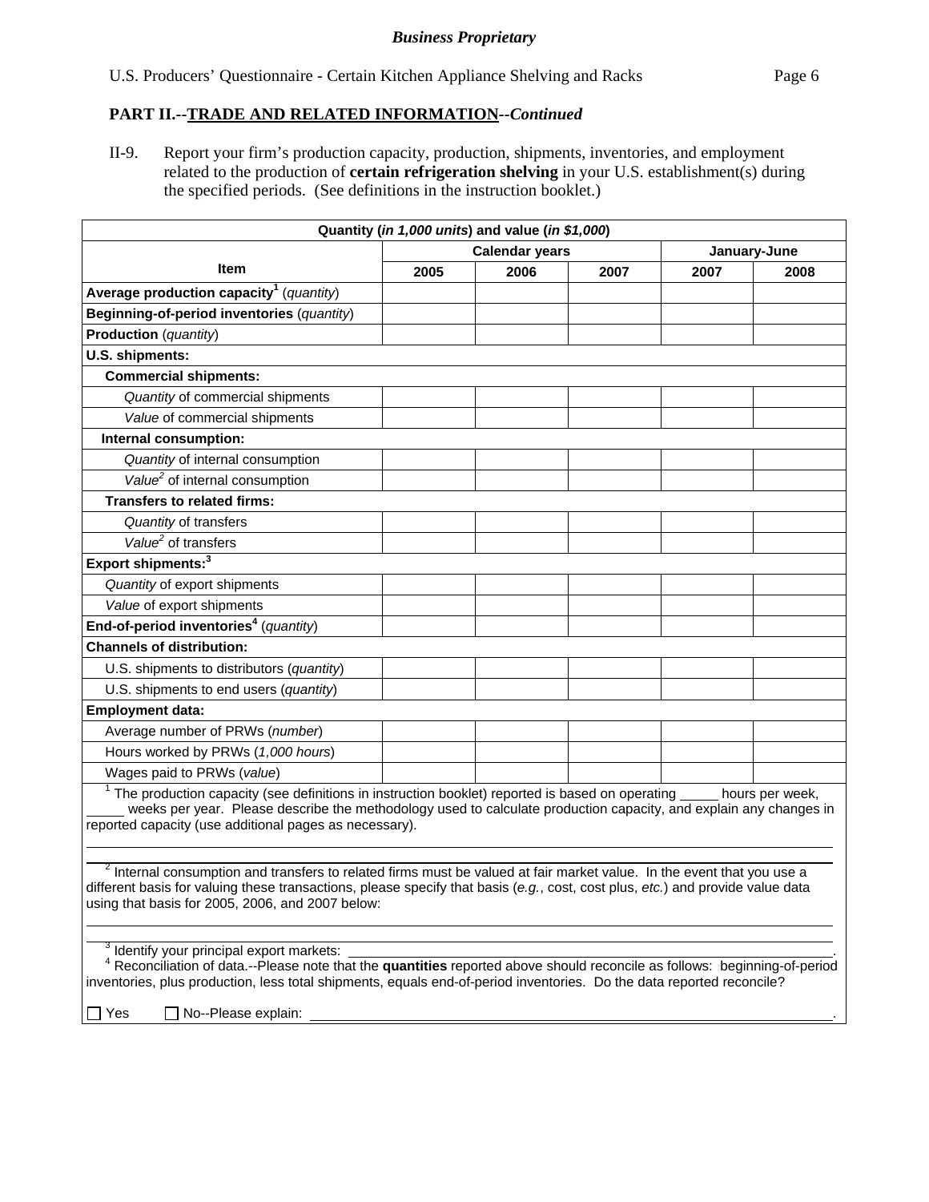**Business Proprietary**

U.S. Producers' Questionnaire - Certain Kitchen Appliance Shelving and Racks

## PART II.--TRADE AND RELATED INFORMATION--*Continued*

II-9. Report your firm's production capacity, production, shipments, inventories, and employment related to the production of **certain refrigeration shelving** in your U.S. establishment(s) during the specified periods. (See definitions in the instruction booklet.)

| Quantity (*in 1,000 units*) and value (*in $1,000*) | | | | | |
|---|---|---|---|---|---|
| **Item** | **Calendar years** | | | **January-June** | |
| | **2005** | **2006** | **2007** | **2007** | **2008** |
| **Average production capacity**[1] (*quantity*) | | | | | |
| **Beginning-of-period inventories** (*quantity*) | | | | | |
| **Production** (*quantity*) | | | | | |
| **U.S. shipments:** | | | | | |
| **Commercial shipments:** | | | | | |
| *Quantity* of commercial shipments | | | | | |
| *Value* of commercial shipments | | | | | |
| **Internal consumption:** | | | | | |
| *Quantity* of internal consumption | | | | | |
| *Value*[2] of internal consumption | | | | | |
| **Transfers to related firms:** | | | | | |
| *Quantity* of transfers | | | | | |
| *Value*[2] of transfers | | | | | |
| **Export shipments:**[3] | | | | | |
| *Quantity* of export shipments | | | | | |
| *Value* of export shipments | | | | | |
| **End-of-period inventories**[4] (*quantity*) | | | | | |
| **Channels of distribution:** | | | | | |
| U.S. shipments to distributors (*quantity*) | | | | | |
| U.S. shipments to end users (*quantity*) | | | | | |
| **Employment data:** | | | | | |
| Average number of PRWs (*number*) | | | | | |
| Hours worked by PRWs (*1,000 hours*) | | | | | |
| Wages paid to PRWs (*value*) | | | | | |

[1] The production capacity (see definitions in instruction booklet) reported is based on operating _____ hours per week, _____ weeks per year. Please describe the methodology used to calculate production capacity, and explain any changes in reported capacity (use additional pages as necessary).

______________________________________________________________________

______________________________________________________________________

[2] Internal consumption and transfers to related firms must be valued at fair market value. In the event that you use a different basis for valuing these transactions, please specify that basis (*e.g.*, cost, cost plus, *etc.*) and provide value data using that basis for 2005, 2006, and 2007 below:

______________________________________________________________________

______________________________________________________________________

[3] Identify your principal export markets: ______________________________________________.

[4] Reconciliation of data.--Please note that the **quantities** reported above should reconcile as follows: beginning-of-period inventories, plus production, less total shipments, equals end-of-period inventories. Do the data reported reconcile?

☐ Yes ☐ No--Please explain: ______________________________________________.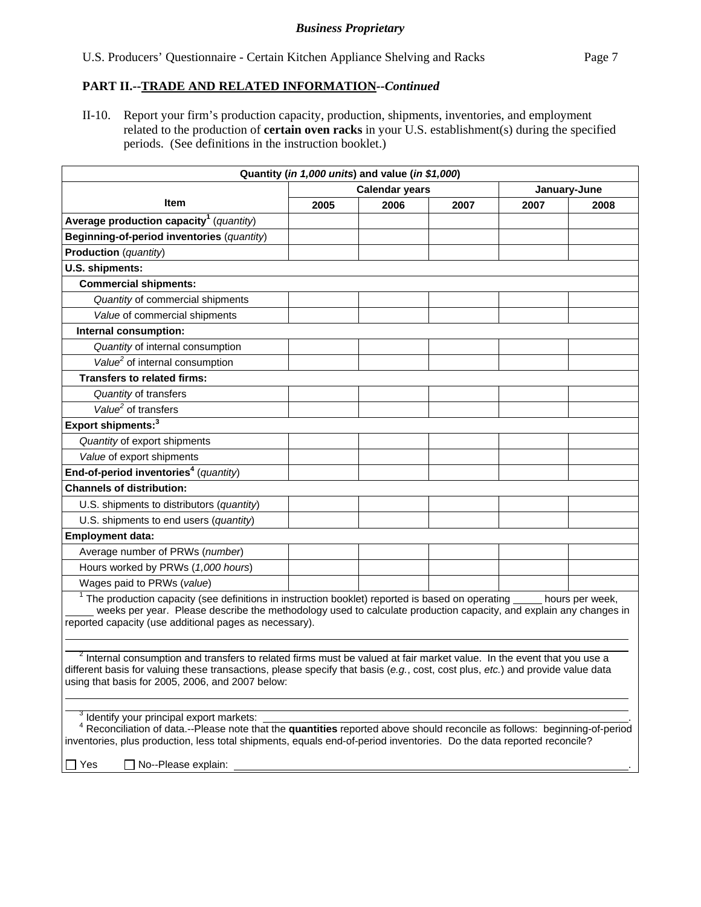*Business Proprietary*

## PART II.--TRADE AND RELATED INFORMATION--*Continued*

II-10. Report your firm's production capacity, production, shipments, inventories, and employment related to the production of **certain oven racks** in your U.S. establishment(s) during the specified periods. (See definitions in the instruction booklet.)

| Quantity (*in 1,000 units*) and value (*in $1,000*) | | | | | |
|---|---|---|---|---|---|
| **Item** | **Calendar years** | | | **January-June** | |
| | **2005** | **2006** | **2007** | **2007** | **2008** |
| **Average production capacity**[1] (*quantity*) | | | | | |
| **Beginning-of-period inventories** (*quantity*) | | | | | |
| **Production** (*quantity*) | | | | | |
| **U.S. shipments:** | | | | | |
| **Commercial shipments:** | | | | | |
| *Quantity* of commercial shipments | | | | | |
| *Value* of commercial shipments | | | | | |
| **Internal consumption:** | | | | | |
| *Quantity* of internal consumption | | | | | |
| *Value*[2] of internal consumption | | | | | |
| **Transfers to related firms:** | | | | | |
| *Quantity* of transfers | | | | | |
| *Value*[2] of transfers | | | | | |
| **Export shipments:**[3] | | | | | |
| *Quantity* of export shipments | | | | | |
| *Value* of export shipments | | | | | |
| **End-of-period inventories**[4] (*quantity*) | | | | | |
| **Channels of distribution:** | | | | | |
| U.S. shipments to distributors (*quantity*) | | | | | |
| U.S. shipments to end users (*quantity*) | | | | | |
| **Employment data:** | | | | | |
| Average number of PRWs (*number*) | | | | | |
| Hours worked by PRWs (*1,000 hours*) | | | | | |
| Wages paid to PRWs (*value*) | | | | | |

[1] The production capacity (see definitions in instruction booklet) reported is based on operating _____ hours per week, _____ weeks per year. Please describe the methodology used to calculate production capacity, and explain any changes in reported capacity (use additional pages as necessary).

______________________________________________________________________________

______________________________________________________________________________

[2] Internal consumption and transfers to related firms must be valued at fair market value. In the event that you use a different basis for valuing these transactions, please specify that basis (*e.g.*, cost, cost plus, *etc.*) and provide value data using that basis for 2005, 2006, and 2007 below:

______________________________________________________________________________

______________________________________________________________________________

[3] Identify your principal export markets: ______________________________________________.

[4] Reconciliation of data.--Please note that the **quantities** reported above should reconcile as follows: beginning-of-period inventories, plus production, less total shipments, equals end-of-period inventories. Do the data reported reconcile?

☐ Yes ☐ No--Please explain: ______________________________________________.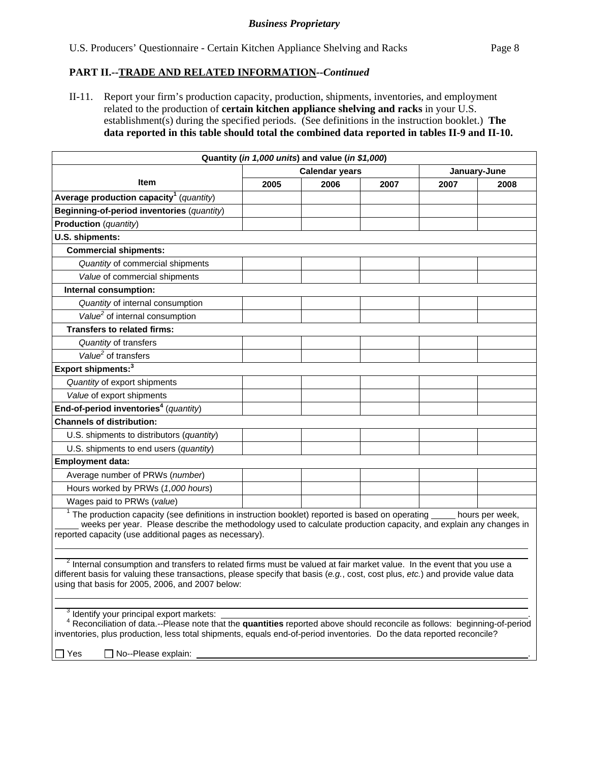**Business Proprietary**

U.S. Producers' Questionnaire - Certain Kitchen Appliance Shelving and Racks

**PART II.--TRADE AND RELATED INFORMATION--*Continued***

II-11. Report your firm's production capacity, production, shipments, inventories, and employment related to the production of **certain kitchen appliance shelving and racks** in your U.S. establishment(s) during the specified periods. (See definitions in the instruction booklet.) **The data reported in this table should total the combined data reported in tables II-9 and II-10.**

| Quantity (*in 1,000 units*) and value (*in $1,000*) | | | | | |
|---|---|---|---|---|---|
| Item | Calendar years | | | January-June | |
| | 2005 | 2006 | 2007 | 2007 | 2008 |
| **Average production capacity**[1] (*quantity*) | | | | | |
| **Beginning-of-period inventories** (*quantity*) | | | | | |
| **Production** (*quantity*) | | | | | |
| **U.S. shipments:** | | | | | |
| **Commercial shipments:** | | | | | |
| *Quantity* of commercial shipments | | | | | |
| *Value* of commercial shipments | | | | | |
| **Internal consumption:** | | | | | |
| *Quantity* of internal consumption | | | | | |
| *Value*[2] of internal consumption | | | | | |
| **Transfers to related firms:** | | | | | |
| *Quantity* of transfers | | | | | |
| *Value*[2] of transfers | | | | | |
| **Export shipments:**[3] | | | | | |
| *Quantity* of export shipments | | | | | |
| *Value* of export shipments | | | | | |
| **End-of-period inventories**[4] (*quantity*) | | | | | |
| **Channels of distribution:** | | | | | |
| U.S. shipments to distributors (*quantity*) | | | | | |
| U.S. shipments to end users (*quantity*) | | | | | |
| **Employment data:** | | | | | |
| Average number of PRWs (*number*) | | | | | |
| Hours worked by PRWs (*1,000 hours*) | | | | | |
| Wages paid to PRWs (*value*) | | | | | |

[1] The production capacity (see definitions in instruction booklet) reported is based on operating _____ hours per week, _____ weeks per year. Please describe the methodology used to calculate production capacity, and explain any changes in reported capacity (use additional pages as necessary).

______________________________________________________________________

______________________________________________________________________

[2] Internal consumption and transfers to related firms must be valued at fair market value. In the event that you use a different basis for valuing these transactions, please specify that basis (*e.g.*, cost, cost plus, *etc.*) and provide value data using that basis for 2005, 2006, and 2007 below:

______________________________________________________________________

______________________________________________________________________

[3] Identify your principal export markets: ______________________________________________.

[4] Reconciliation of data.--Please note that the **quantities** reported above should reconcile as follows: beginning-of-period inventories, plus production, less total shipments, equals end-of-period inventories. Do the data reported reconcile?

☐ Yes ☐ No--Please explain: ______________________________________________.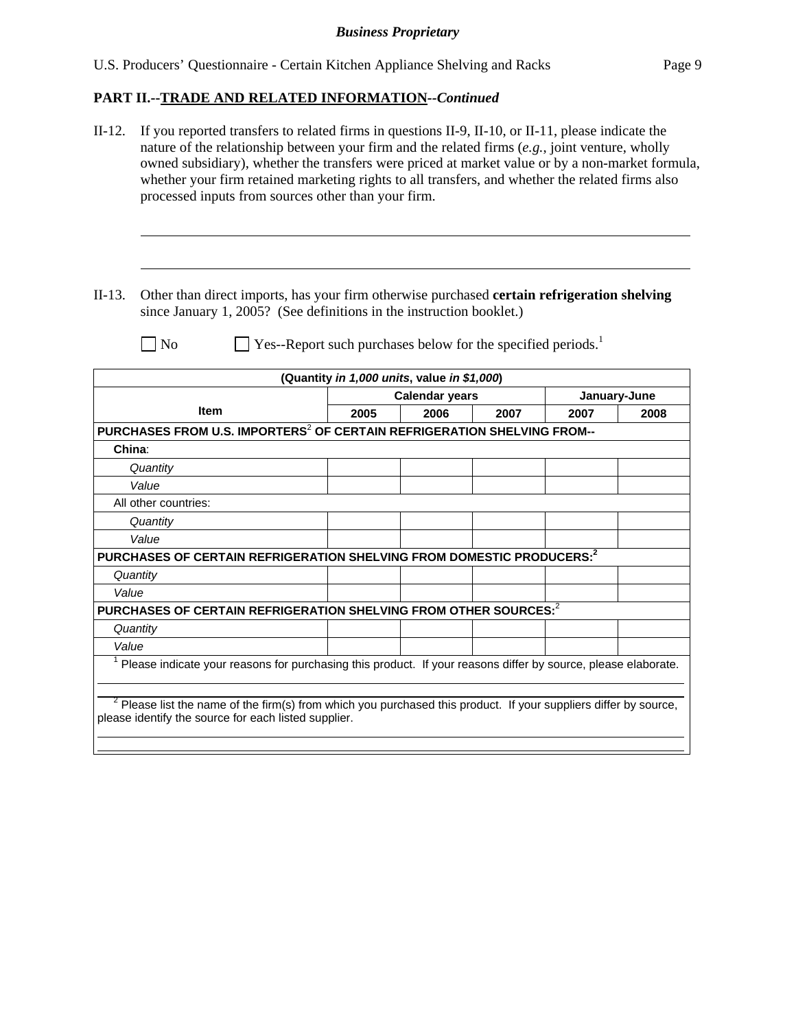**PART II.--TRADE AND RELATED INFORMATION--*Continued***

II-12. If you reported transfers to related firms in questions II-9, II-10, or II-11, please indicate the nature of the relationship between your firm and the related firms (*e.g.*, joint venture, wholly owned subsidiary), whether the transfers were priced at market value or by a non-market formula, whether your firm retained marketing rights to all transfers, and whether the related firms also processed inputs from sources other than your firm.

II-13. Other than direct imports, has your firm otherwise purchased **certain refrigeration shelving** since January 1, 2005? (See definitions in the instruction booklet.)

☐ No ☐ Yes--Report such purchases below for the specified periods.[1]

| (Quantity *in 1,000 units*, value *in $1,000*) | | | | | |
|---|---|---|---|---|---|
| **Item** | **Calendar years** | | | **January-June** | |
| | **2005** | **2006** | **2007** | **2007** | **2008** |
| **PURCHASES FROM U.S. IMPORTERS[2] OF CERTAIN REFRIGERATION SHELVING FROM--** | | | | | |
| **China**: | | | | | |
| *Quantity* | | | | | |
| *Value* | | | | | |
| All other countries: | | | | | |
| *Quantity* | | | | | |
| *Value* | | | | | |
| **PURCHASES OF CERTAIN REFRIGERATION SHELVING FROM DOMESTIC PRODUCERS:[2]** | | | | | |
| *Quantity* | | | | | |
| *Value* | | | | | |
| **PURCHASES OF CERTAIN REFRIGERATION SHELVING FROM OTHER SOURCES:[2]** | | | | | |
| *Quantity* | | | | | |
| *Value* | | | | | |

[1] Please indicate your reasons for purchasing this product. If your reasons differ by source, please elaborate.

[2] Please list the name of the firm(s) from which you purchased this product. If your suppliers differ by source, please identify the source for each listed supplier.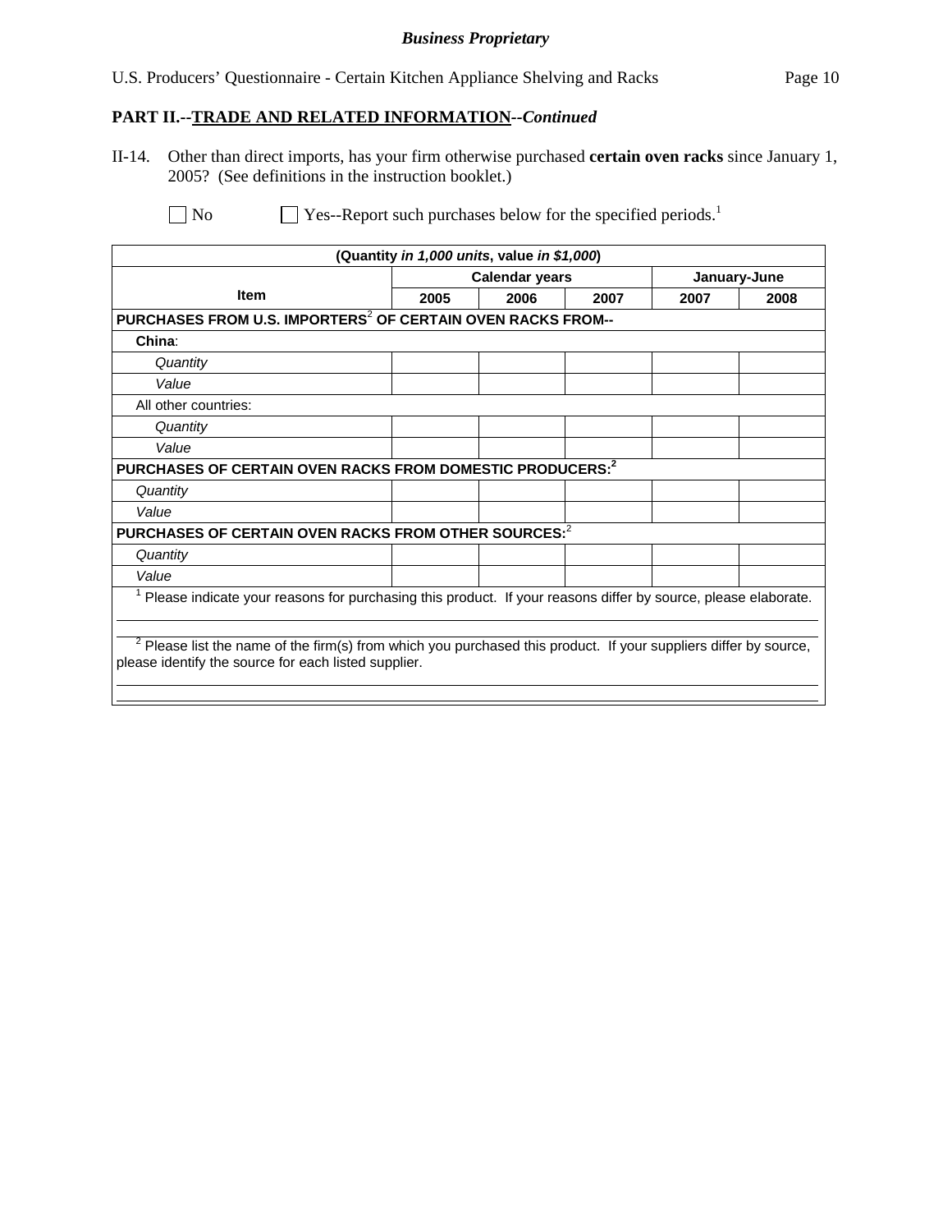**Business Proprietary**

## PART II.--TRADE AND RELATED INFORMATION--*Continued*

II-14. Other than direct imports, has your firm otherwise purchased **certain oven racks** since January 1, 2005? (See definitions in the instruction booklet.)

☐ No ☐ Yes--Report such purchases below for the specified periods.[1]

| (Quantity *in 1,000 units*, value *in $1,000*) | | | | | |
|---|---|---|---|---|---|
| | Calendar years | | | January-June | |
| Item | 2005 | 2006 | 2007 | 2007 | 2008 |
| **PURCHASES FROM U.S. IMPORTERS[2] OF CERTAIN OVEN RACKS FROM--** | | | | | |
| **China**: | | | | | |
| *Quantity* | | | | | |
| *Value* | | | | | |
| All other countries: | | | | | |
| *Quantity* | | | | | |
| *Value* | | | | | |
| **PURCHASES OF CERTAIN OVEN RACKS FROM DOMESTIC PRODUCERS:[2]** | | | | | |
| *Quantity* | | | | | |
| *Value* | | | | | |
| **PURCHASES OF CERTAIN OVEN RACKS FROM OTHER SOURCES:[2]** | | | | | |
| *Quantity* | | | | | |
| *Value* | | | | | |

[1] Please indicate your reasons for purchasing this product. If your reasons differ by source, please elaborate.

[2] Please list the name of the firm(s) from which you purchased this product. If your suppliers differ by source, please identify the source for each listed supplier.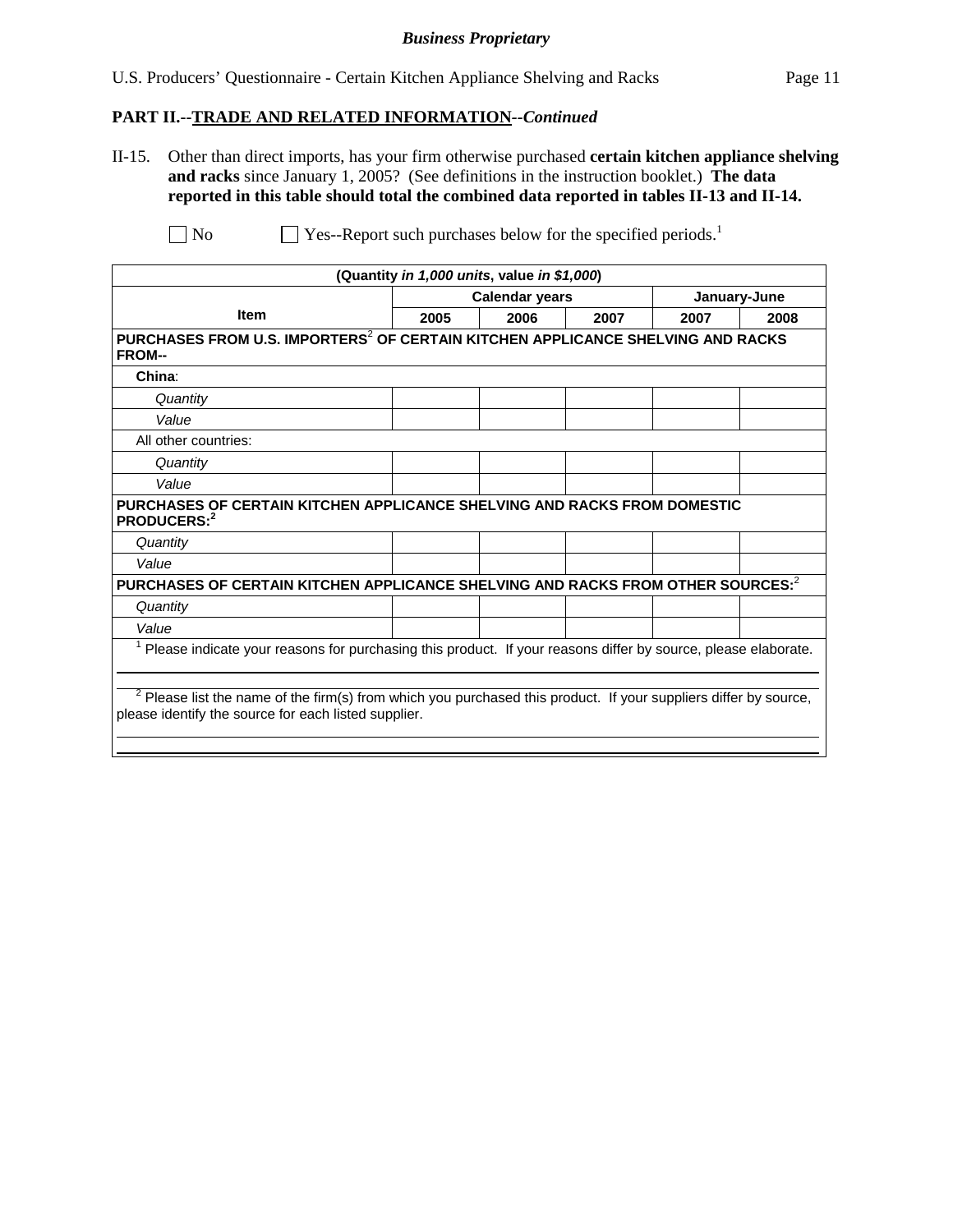**Business Proprietary**

U.S. Producers' Questionnaire - Certain Kitchen Appliance Shelving and Racks

## PART II.--TRADE AND RELATED INFORMATION--*Continued*

II-15. Other than direct imports, has your firm otherwise purchased **certain kitchen appliance shelving and racks** since January 1, 2005? (See definitions in the instruction booklet.) **The data reported in this table should total the combined data reported in tables II-13 and II-14.**

☐ No ☐ Yes--Report such purchases below for the specified periods.[1]

| (Quantity *in 1,000 units*, value *in $1,000*) | | | | | |
|---|---|---|---|---|---|
| **Item** | **Calendar years** | | | **January-June** | |
| | **2005** | **2006** | **2007** | **2007** | **2008** |
| **PURCHASES FROM U.S. IMPORTERS[2] OF CERTAIN KITCHEN APPLICANCE SHELVING AND RACKS FROM--** | | | | | |
| **China**: | | | | | |
| *Quantity* | | | | | |
| *Value* | | | | | |
| All other countries: | | | | | |
| *Quantity* | | | | | |
| *Value* | | | | | |
| **PURCHASES OF CERTAIN KITCHEN APPLICANCE SHELVING AND RACKS FROM DOMESTIC PRODUCERS:[2]** | | | | | |
| *Quantity* | | | | | |
| *Value* | | | | | |
| **PURCHASES OF CERTAIN KITCHEN APPLICANCE SHELVING AND RACKS FROM OTHER SOURCES:[2]** | | | | | |
| *Quantity* | | | | | |
| *Value* | | | | | |

[1] Please indicate your reasons for purchasing this product. If your reasons differ by source, please elaborate.

[2] Please list the name of the firm(s) from which you purchased this product. If your suppliers differ by source, please identify the source for each listed supplier.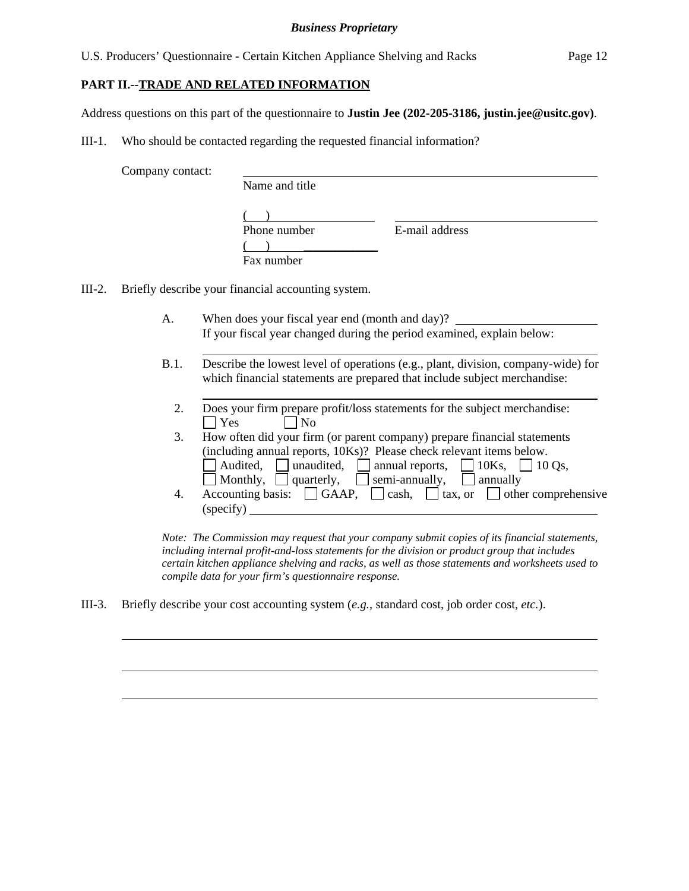**Business Proprietary**

**PART II.--TRADE AND RELATED INFORMATION**

Address questions on this part of the questionnaire to **Justin Jee (202-205-3186, justin.jee@usitc.gov)**.

III-1. Who should be contacted regarding the requested financial information?

Company contact: ______________________________
Name and title

(    ) ______________ ______________________
Phone number E-mail address

(    ) ______________
Fax number

III-2. Briefly describe your financial accounting system.

A. When does your fiscal year end (month and day)? ______________
If your fiscal year changed during the period examined, explain below:

______________________________

B.1. Describe the lowest level of operations (e.g., plant, division, company-wide) for which financial statements are prepared that include subject merchandise:

______________________________

2. Does your firm prepare profit/loss statements for the subject merchandise:
☐ Yes ☐ No

3. How often did your firm (or parent company) prepare financial statements (including annual reports, 10Ks)? Please check relevant items below.
☐ Audited, ☐ unaudited, ☐ annual reports, ☐ 10Ks, ☐ 10 Qs,
☐ Monthly, ☐ quarterly, ☐ semi-annually, ☐ annually

4. Accounting basis: ☐ GAAP, ☐ cash, ☐ tax, or ☐ other comprehensive (specify) ______________

*Note: The Commission may request that your company submit copies of its financial statements, including internal profit-and-loss statements for the division or product group that includes certain kitchen appliance shelving and racks, as well as those statements and worksheets used to compile data for your firm's questionnaire response.*

III-3. Briefly describe your cost accounting system (*e.g.*, standard cost, job order cost, *etc.*).

______________________________

______________________________

______________________________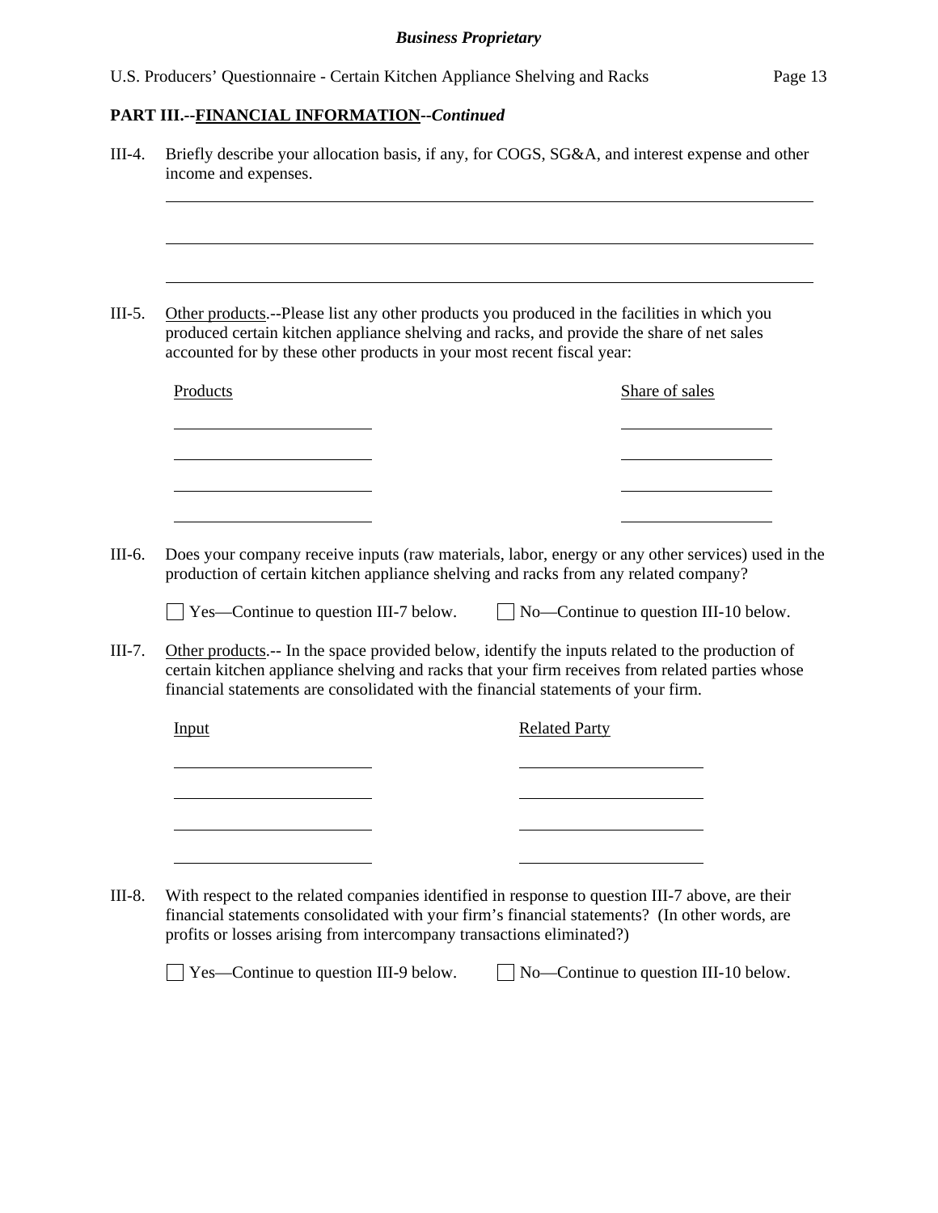**PART III.--FINANCIAL INFORMATION--*Continued***

III-4. Briefly describe your allocation basis, if any, for COGS, SG&A, and interest expense and other income and expenses.

______________________________________________________________________

______________________________________________________________________

______________________________________________________________________

III-5. Other products.--Please list any other products you produced in the facilities in which you produced certain kitchen appliance shelving and racks, and provide the share of net sales accounted for by these other products in your most recent fiscal year:

| Products | Share of sales |
|---|---|
| | |
| | |
| | |
| | |

III-6. Does your company receive inputs (raw materials, labor, energy or any other services) used in the production of certain kitchen appliance shelving and racks from any related company?

☐ Yes—Continue to question III-7 below. ☐ No—Continue to question III-10 below.

III-7. Other products.-- In the space provided below, identify the inputs related to the production of certain kitchen appliance shelving and racks that your firm receives from related parties whose financial statements are consolidated with the financial statements of your firm.

| Input | Related Party |
|---|---|
| | |
| | |
| | |
| | |

III-8. With respect to the related companies identified in response to question III-7 above, are their financial statements consolidated with your firm's financial statements? (In other words, are profits or losses arising from intercompany transactions eliminated?)

☐ Yes—Continue to question III-9 below. ☐ No—Continue to question III-10 below.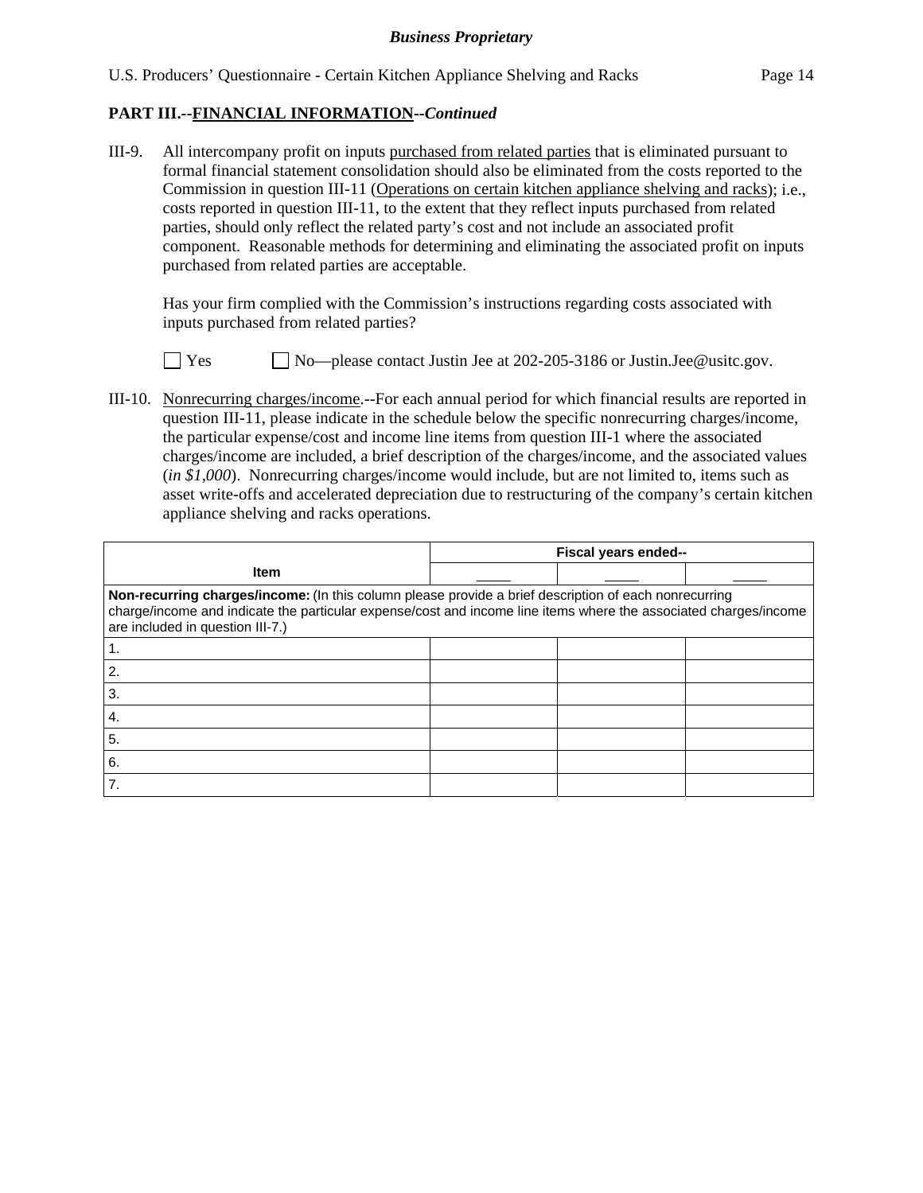**PART III.--FINANCIAL INFORMATION--*Continued***

III-9. All intercompany profit on inputs purchased from related parties that is eliminated pursuant to formal financial statement consolidation should also be eliminated from the costs reported to the Commission in question III-11 (Operations on certain kitchen appliance shelving and racks); i.e., costs reported in question III-11, to the extent that they reflect inputs purchased from related parties, should only reflect the related party's cost and not include an associated profit component. Reasonable methods for determining and eliminating the associated profit on inputs purchased from related parties are acceptable.

Has your firm complied with the Commission's instructions regarding costs associated with inputs purchased from related parties?

☐ Yes ☐ No—please contact Justin Jee at 202-205-3186 or Justin.Jee@usitc.gov.

III-10. Nonrecurring charges/income.--For each annual period for which financial results are reported in question III-11, please indicate in the schedule below the specific nonrecurring charges/income, the particular expense/cost and income line items from question III-1 where the associated charges/income are included, a brief description of the charges/income, and the associated values (*in $1,000*). Nonrecurring charges/income would include, but are not limited to, items such as asset write-offs and accelerated depreciation due to restructuring of the company's certain kitchen appliance shelving and racks operations.

| Item | Fiscal years ended-- | | |
|---|---|---|---|
| | ____ | ____ | ____ |
| **Non-recurring charges/income:** (In this column please provide a brief description of each nonrecurring charge/income and indicate the particular expense/cost and income line items where the associated charges/income are included in question III-7.) | | | |
| 1. | | | |
| 2. | | | |
| 3. | | | |
| 4. | | | |
| 5. | | | |
| 6. | | | |
| 7. | | | |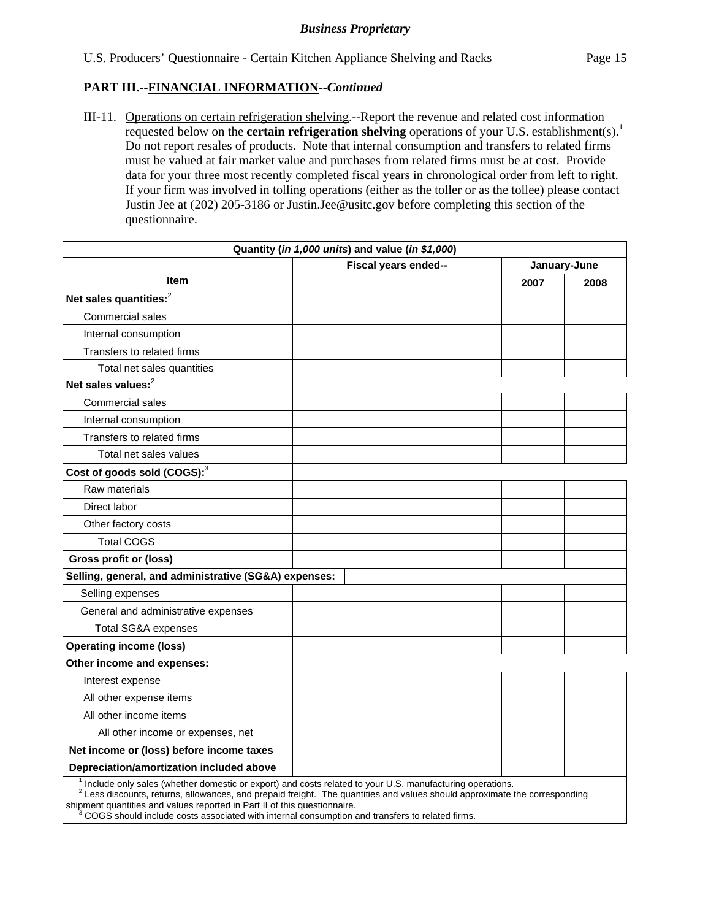**Business Proprietary**

U.S. Producers' Questionnaire - Certain Kitchen Appliance Shelving and Racks

## PART III.--FINANCIAL INFORMATION--*Continued*

III-11. Operations on certain refrigeration shelving.--Report the revenue and related cost information requested below on the **certain refrigeration shelving** operations of your U.S. establishment(s).[1] Do not report resales of products. Note that internal consumption and transfers to related firms must be valued at fair market value and purchases from related firms must be at cost. Provide data for your three most recently completed fiscal years in chronological order from left to right. If your firm was involved in tolling operations (either as the toller or as the tollee) please contact Justin Jee at (202) 205-3186 or Justin.Jee@usitc.gov before completing this section of the questionnaire.

| Quantity (*in 1,000 units*) and value (*in $1,000*) | | | | | |
|---|---|---|---|---|---|
| | Fiscal years ended-- | | | January-June | |
| Item | ____ | ____ | ____ | 2007 | 2008 |
| **Net sales quantities:**[2] | | | | | |
| Commercial sales | | | | | |
| Internal consumption | | | | | |
| Transfers to related firms | | | | | |
| Total net sales quantities | | | | | |
| **Net sales values:**[2] | | | | | |
| Commercial sales | | | | | |
| Internal consumption | | | | | |
| Transfers to related firms | | | | | |
| Total net sales values | | | | | |
| **Cost of goods sold (COGS):**[3] | | | | | |
| Raw materials | | | | | |
| Direct labor | | | | | |
| Other factory costs | | | | | |
| Total COGS | | | | | |
| **Gross profit or (loss)** | | | | | |
| **Selling, general, and administrative (SG&A) expenses:** | | | | | |
| Selling expenses | | | | | |
| General and administrative expenses | | | | | |
| Total SG&A expenses | | | | | |
| **Operating income (loss)** | | | | | |
| **Other income and expenses:** | | | | | |
| Interest expense | | | | | |
| All other expense items | | | | | |
| All other income items | | | | | |
| All other income or expenses, net | | | | | |
| **Net income or (loss) before income taxes** | | | | | |
| **Depreciation/amortization included above** | | | | | |

[1] Include only sales (whether domestic or export) and costs related to your U.S. manufacturing operations.
[2] Less discounts, returns, allowances, and prepaid freight. The quantities and values should approximate the corresponding shipment quantities and values reported in Part II of this questionnaire.
[3] COGS should include costs associated with internal consumption and transfers to related firms.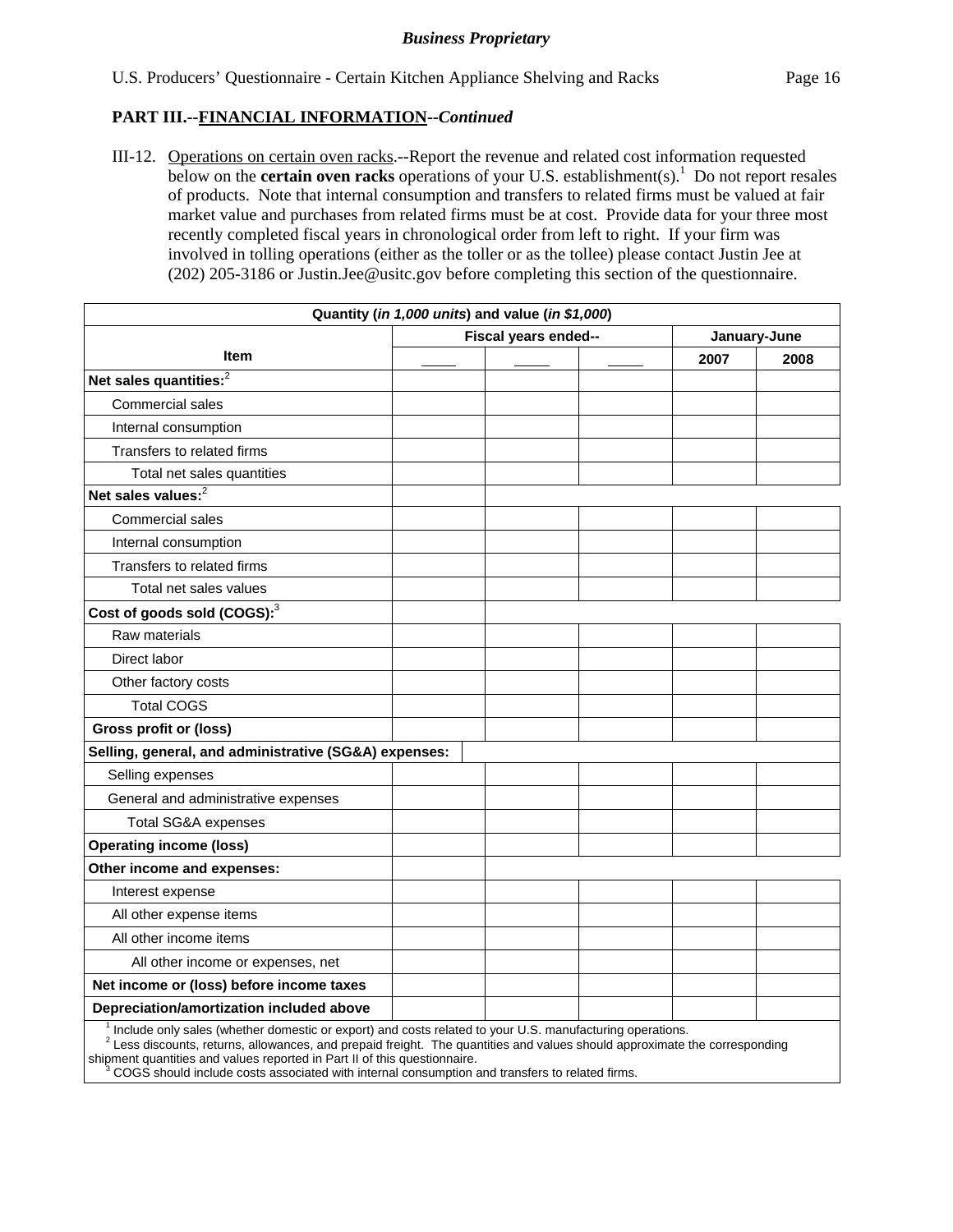**Business Proprietary**

**PART III.--FINANCIAL INFORMATION--*Continued***

III-12. Operations on certain oven racks.--Report the revenue and related cost information requested below on the **certain oven racks** operations of your U.S. establishment(s).[1] Do not report resales of products. Note that internal consumption and transfers to related firms must be valued at fair market value and purchases from related firms must be at cost. Provide data for your three most recently completed fiscal years in chronological order from left to right. If your firm was involved in tolling operations (either as the toller or as the tollee) please contact Justin Jee at (202) 205-3186 or Justin.Jee@usitc.gov before completing this section of the questionnaire.

| Quantity (*in 1,000 units*) and value (*in $1,000*) | | | | | |
|---|---|---|---|---|---|
| Item | Fiscal years ended-- | | | January-June | |
| | ____ | ____ | ____ | 2007 | 2008 |
| **Net sales quantities:**[2] | | | | | |
| Commercial sales | | | | | |
| Internal consumption | | | | | |
| Transfers to related firms | | | | | |
| Total net sales quantities | | | | | |
| **Net sales values:**[2] | | | | | |
| Commercial sales | | | | | |
| Internal consumption | | | | | |
| Transfers to related firms | | | | | |
| Total net sales values | | | | | |
| **Cost of goods sold (COGS):**[3] | | | | | |
| Raw materials | | | | | |
| Direct labor | | | | | |
| Other factory costs | | | | | |
| Total COGS | | | | | |
| **Gross profit or (loss)** | | | | | |
| **Selling, general, and administrative (SG&A) expenses:** | | | | | |
| Selling expenses | | | | | |
| General and administrative expenses | | | | | |
| Total SG&A expenses | | | | | |
| **Operating income (loss)** | | | | | |
| **Other income and expenses:** | | | | | |
| Interest expense | | | | | |
| All other expense items | | | | | |
| All other income items | | | | | |
| All other income or expenses, net | | | | | |
| **Net income or (loss) before income taxes** | | | | | |
| **Depreciation/amortization included above** | | | | | |

[1] Include only sales (whether domestic or export) and costs related to your U.S. manufacturing operations.
[2] Less discounts, returns, allowances, and prepaid freight. The quantities and values should approximate the corresponding shipment quantities and values reported in Part II of this questionnaire.
[3] COGS should include costs associated with internal consumption and transfers to related firms.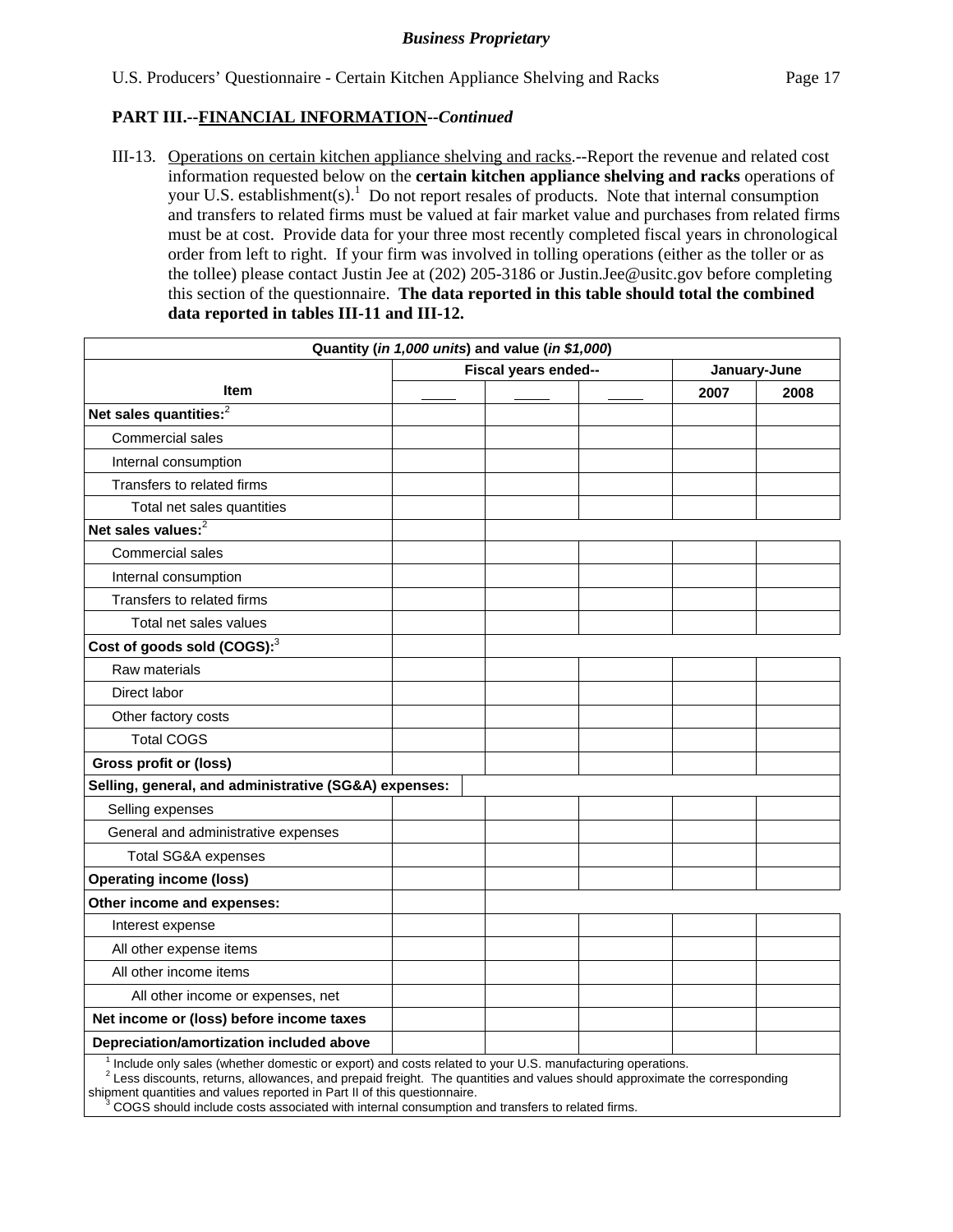**PART III.--FINANCIAL INFORMATION--*Continued***

III-13. Operations on certain kitchen appliance shelving and racks.--Report the revenue and related cost information requested below on the **certain kitchen appliance shelving and racks** operations of your U.S. establishment(s).[1] Do not report resales of products. Note that internal consumption and transfers to related firms must be valued at fair market value and purchases from related firms must be at cost. Provide data for your three most recently completed fiscal years in chronological order from left to right. If your firm was involved in tolling operations (either as the toller or as the tollee) please contact Justin Jee at (202) 205-3186 or Justin.Jee@usitc.gov before completing this section of the questionnaire. **The data reported in this table should total the combined data reported in tables III-11 and III-12.**

| Quantity (*in 1,000 units*) and value (*in $1,000*) | | | | | |
|---|---|---|---|---|---|
| Item | Fiscal years ended-- | | | January-June | |
| | ____ | ____ | ____ | 2007 | 2008 |
| **Net sales quantities:**[2] | | | | | |
| Commercial sales | | | | | |
| Internal consumption | | | | | |
| Transfers to related firms | | | | | |
| Total net sales quantities | | | | | |
| **Net sales values:**[2] | | | | | |
| Commercial sales | | | | | |
| Internal consumption | | | | | |
| Transfers to related firms | | | | | |
| Total net sales values | | | | | |
| **Cost of goods sold (COGS):**[3] | | | | | |
| Raw materials | | | | | |
| Direct labor | | | | | |
| Other factory costs | | | | | |
| Total COGS | | | | | |
| **Gross profit or (loss)** | | | | | |
| **Selling, general, and administrative (SG&A) expenses:** | | | | | |
| Selling expenses | | | | | |
| General and administrative expenses | | | | | |
| Total SG&A expenses | | | | | |
| **Operating income (loss)** | | | | | |
| **Other income and expenses:** | | | | | |
| Interest expense | | | | | |
| All other expense items | | | | | |
| All other income items | | | | | |
| All other income or expenses, net | | | | | |
| **Net income or (loss) before income taxes** | | | | | |
| **Depreciation/amortization included above** | | | | | |

[1] Include only sales (whether domestic or export) and costs related to your U.S. manufacturing operations.
[2] Less discounts, returns, allowances, and prepaid freight. The quantities and values should approximate the corresponding shipment quantities and values reported in Part II of this questionnaire.
[3] COGS should include costs associated with internal consumption and transfers to related firms.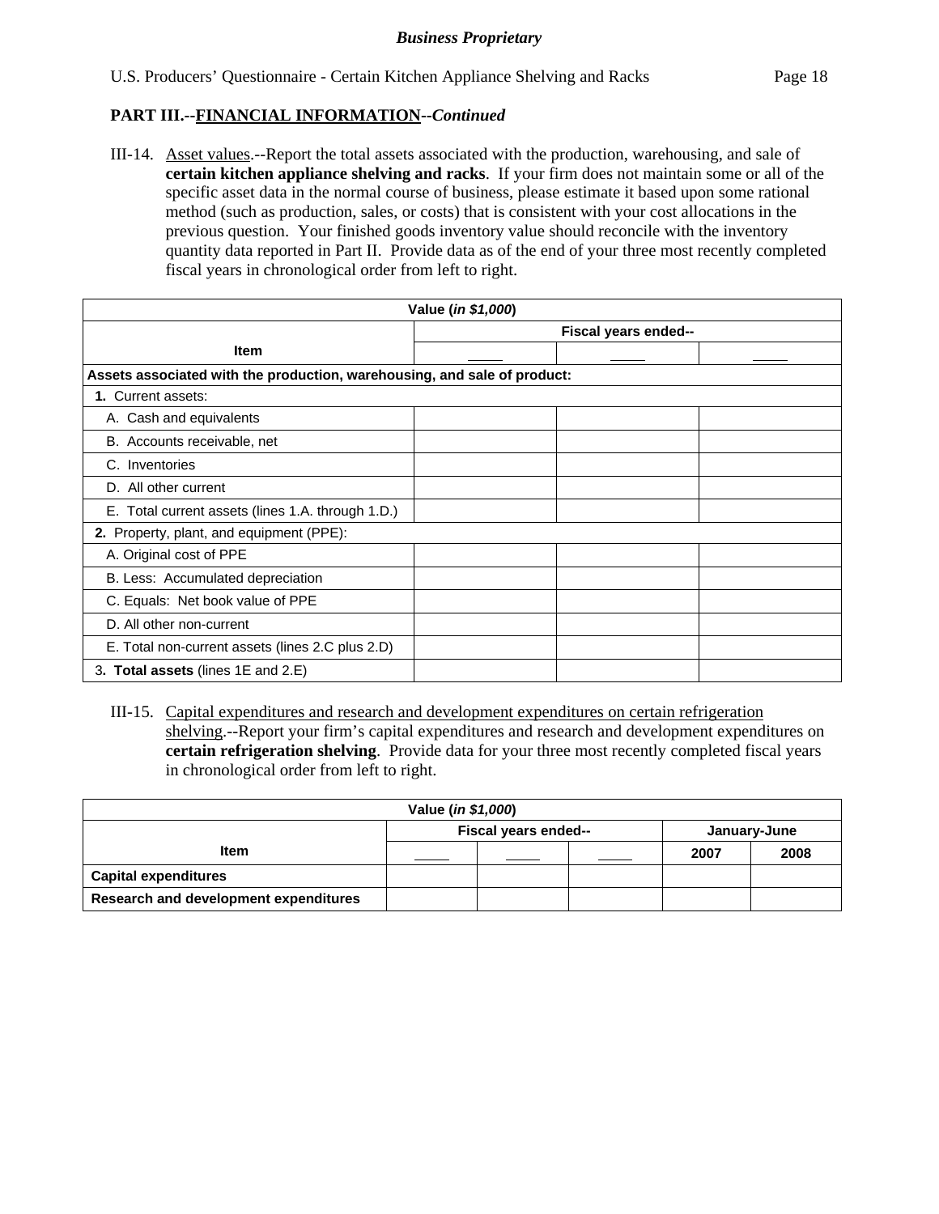**PART III.--FINANCIAL INFORMATION--*Continued***

III-14. Asset values.--Report the total assets associated with the production, warehousing, and sale of **certain kitchen appliance shelving and racks**. If your firm does not maintain some or all of the specific asset data in the normal course of business, please estimate it based upon some rational method (such as production, sales, or costs) that is consistent with your cost allocations in the previous question. Your finished goods inventory value should reconcile with the inventory quantity data reported in Part II. Provide data as of the end of your three most recently completed fiscal years in chronological order from left to right.

| Value (*in $1,000*) | | | |
|---|---|---|---|
| Item | Fiscal years ended-- | | |
| | ____ | ____ | ____ |
| **Assets associated with the production, warehousing, and sale of product:** | | | |
| **1.** Current assets: | | | |
| A. Cash and equivalents | | | |
| B. Accounts receivable, net | | | |
| C. Inventories | | | |
| D. All other current | | | |
| E. Total current assets (lines 1.A. through 1.D.) | | | |
| **2.** Property, plant, and equipment (PPE): | | | |
| A. Original cost of PPE | | | |
| B. Less: Accumulated depreciation | | | |
| C. Equals: Net book value of PPE | | | |
| D. All other non-current | | | |
| E. Total non-current assets (lines 2.C plus 2.D) | | | |
| 3**. Total assets** (lines 1E and 2.E) | | | |

III-15. Capital expenditures and research and development expenditures on certain refrigeration shelving.--Report your firm's capital expenditures and research and development expenditures on **certain refrigeration shelving**. Provide data for your three most recently completed fiscal years in chronological order from left to right.

| Value (*in $1,000*) | | | | | |
|---|---|---|---|---|---|
| Item | Fiscal years ended-- | | | January-June | |
| | ____ | ____ | ____ | 2007 | 2008 |
| **Capital expenditures** | | | | | |
| **Research and development expenditures** | | | | | |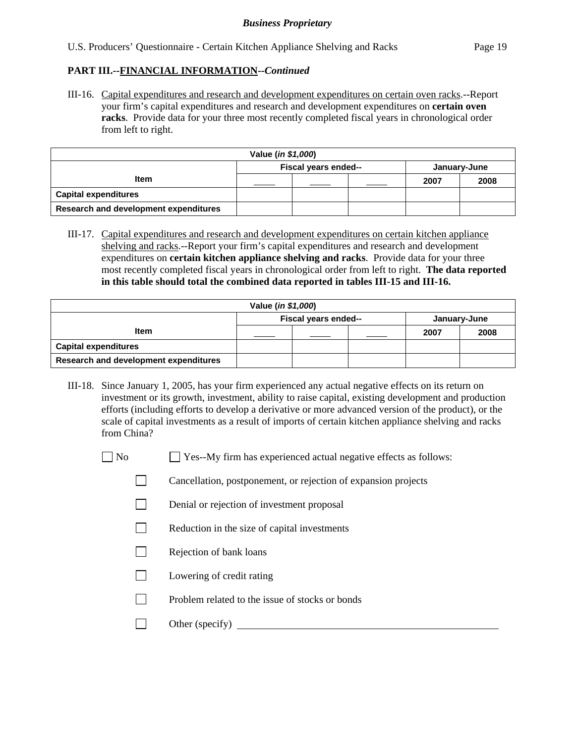**PART III.--FINANCIAL INFORMATION--*Continued***

III-16. Capital expenditures and research and development expenditures on certain oven racks.--Report your firm's capital expenditures and research and development expenditures on **certain oven racks**. Provide data for your three most recently completed fiscal years in chronological order from left to right.

| Value (*in $1,000*) | | | | | |
|---|---|---|---|---|---|
| | Fiscal years ended-- | | | January-June | |
| Item | ____ | ____ | ____ | 2007 | 2008 |
| Capital expenditures | | | | | |
| Research and development expenditures | | | | | |

III-17. Capital expenditures and research and development expenditures on certain kitchen appliance shelving and racks.--Report your firm's capital expenditures and research and development expenditures on **certain kitchen appliance shelving and racks**. Provide data for your three most recently completed fiscal years in chronological order from left to right. **The data reported in this table should total the combined data reported in tables III-15 and III-16.**

| Value (*in $1,000*) | | | | | |
|---|---|---|---|---|---|
| | Fiscal years ended-- | | | January-June | |
| Item | ____ | ____ | ____ | 2007 | 2008 |
| Capital expenditures | | | | | |
| Research and development expenditures | | | | | |

III-18. Since January 1, 2005, has your firm experienced any actual negative effects on its return on investment or its growth, investment, ability to raise capital, existing development and production efforts (including efforts to develop a derivative or more advanced version of the product), or the scale of capital investments as a result of imports of certain kitchen appliance shelving and racks from China?

☐ No ☐ Yes--My firm has experienced actual negative effects as follows:

- ☐ Cancellation, postponement, or rejection of expansion projects
- ☐ Denial or rejection of investment proposal
- ☐ Reduction in the size of capital investments
- ☐ Rejection of bank loans
- ☐ Lowering of credit rating
- ☐ Problem related to the issue of stocks or bonds
- ☐ Other (specify) ____________________________________________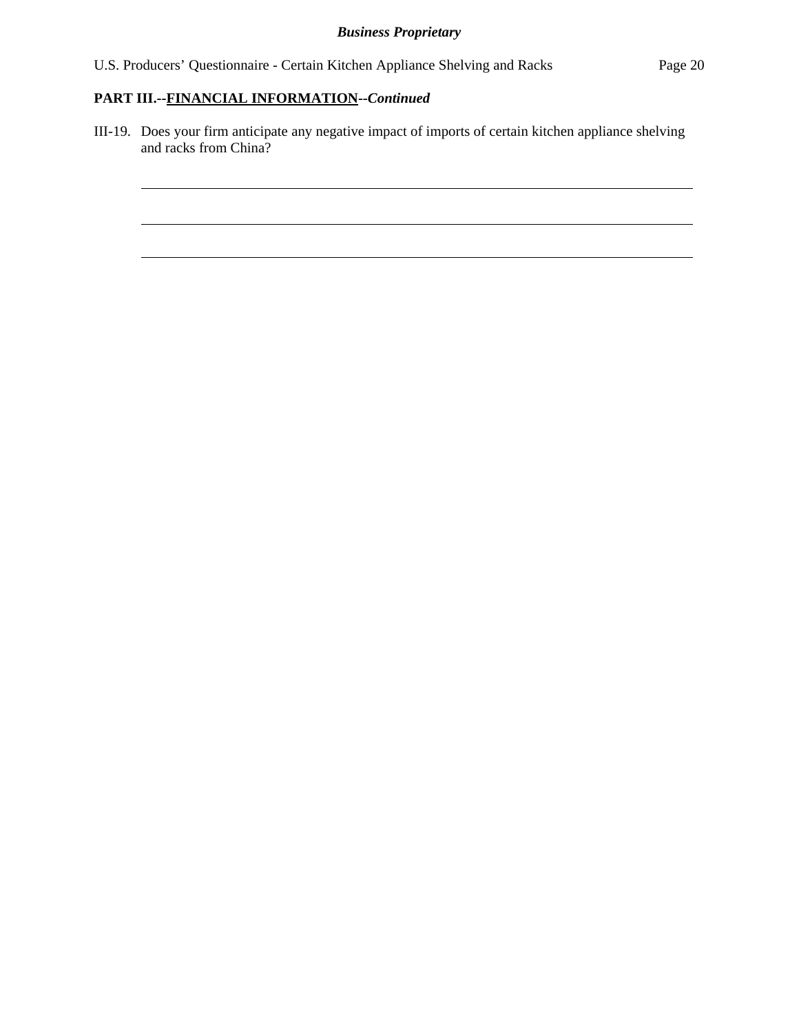**PART III.--FINANCIAL INFORMATION--*Continued***

III-19. Does your firm anticipate any negative impact of imports of certain kitchen appliance shelving and racks from China?

\_\_\_\_\_\_\_\_\_\_\_\_\_\_\_\_\_\_\_\_\_\_\_\_\_\_\_\_\_\_\_\_\_\_\_\_\_\_\_\_\_\_\_\_\_\_\_\_\_\_\_\_\_\_\_\_\_\_\_\_\_\_\_\_\_\_\_\_\_\_\_\_

\_\_\_\_\_\_\_\_\_\_\_\_\_\_\_\_\_\_\_\_\_\_\_\_\_\_\_\_\_\_\_\_\_\_\_\_\_\_\_\_\_\_\_\_\_\_\_\_\_\_\_\_\_\_\_\_\_\_\_\_\_\_\_\_\_\_\_\_\_\_\_\_

\_\_\_\_\_\_\_\_\_\_\_\_\_\_\_\_\_\_\_\_\_\_\_\_\_\_\_\_\_\_\_\_\_\_\_\_\_\_\_\_\_\_\_\_\_\_\_\_\_\_\_\_\_\_\_\_\_\_\_\_\_\_\_\_\_\_\_\_\_\_\_\_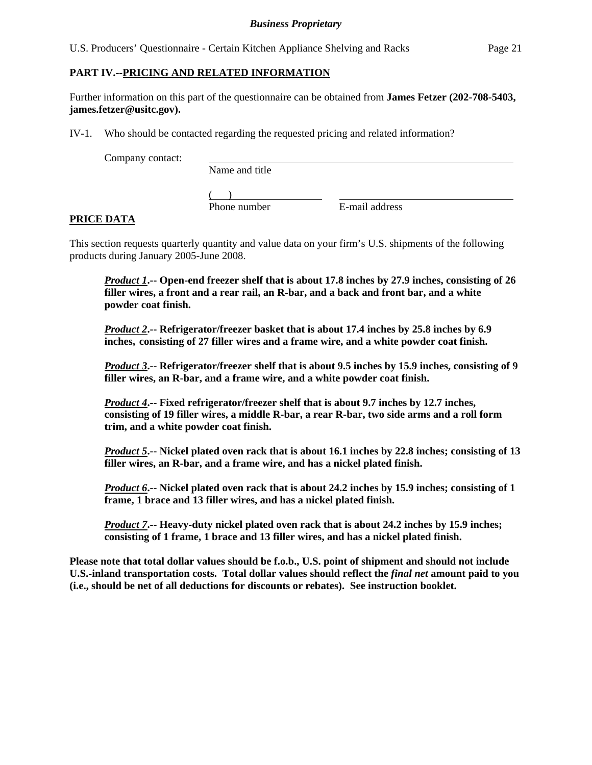## PART IV.--PRICING AND RELATED INFORMATION

Further information on this part of the questionnaire can be obtained from **James Fetzer (202-708-5403, james.fetzer@usitc.gov).**

IV-1. Who should be contacted regarding the requested pricing and related information?

Company contact: ______________________________
Name and title

(    ) ____________________ ______________________________
Phone number E-mail address

**PRICE DATA**

This section requests quarterly quantity and value data on your firm's U.S. shipments of the following products during January 2005-June 2008.

> ***Product 1*.-- Open-end freezer shelf that is about 17.8 inches by 27.9 inches, consisting of 26 filler wires, a front and a rear rail, an R-bar, and a back and front bar, and a white powder coat finish.**
>
> ***Product 2*.-- Refrigerator/freezer basket that is about 17.4 inches by 25.8 inches by 6.9 inches, consisting of 27 filler wires and a frame wire, and a white powder coat finish.**
>
> ***Product 3*.-- Refrigerator/freezer shelf that is about 9.5 inches by 15.9 inches, consisting of 9 filler wires, an R-bar, and a frame wire, and a white powder coat finish.**
>
> ***Product 4*.-- Fixed refrigerator/freezer shelf that is about 9.7 inches by 12.7 inches, consisting of 19 filler wires, a middle R-bar, a rear R-bar, two side arms and a roll form trim, and a white powder coat finish.**
>
> ***Product 5*.-- Nickel plated oven rack that is about 16.1 inches by 22.8 inches; consisting of 13 filler wires, an R-bar, and a frame wire, and has a nickel plated finish.**
>
> ***Product 6*.-- Nickel plated oven rack that is about 24.2 inches by 15.9 inches; consisting of 1 frame, 1 brace and 13 filler wires, and has a nickel plated finish.**
>
> ***Product 7*.-- Heavy-duty nickel plated oven rack that is about 24.2 inches by 15.9 inches; consisting of 1 frame, 1 brace and 13 filler wires, and has a nickel plated finish.**

**Please note that total dollar values should be f.o.b., U.S. point of shipment and should not include U.S.-inland transportation costs. Total dollar values should reflect the *final net* amount paid to you (i.e., should be net of all deductions for discounts or rebates). See instruction booklet.**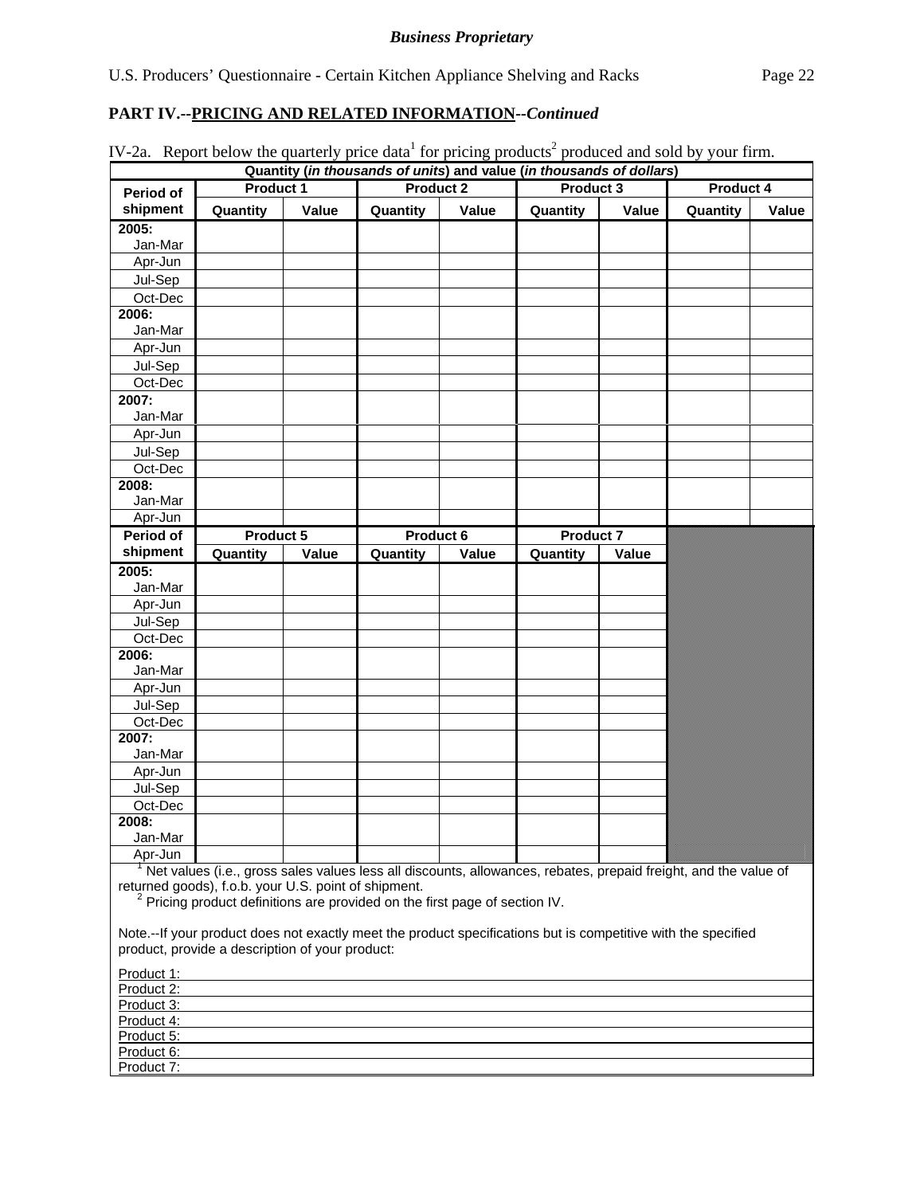*Business Proprietary*

U.S. Producers' Questionnaire - Certain Kitchen Appliance Shelving and Racks

## PART IV.--PRICING AND RELATED INFORMATION--*Continued*

IV-2a. Report below the quarterly price data[1] for pricing products[2] produced and sold by your firm.

**Quantity (*in thousands of units*) and value (*in thousands of dollars*)**

| Period of shipment | Product 1 | | Product 2 | | Product 3 | | Product 4 | |
|---|---|---|---|---|---|---|---|---|
| | Quantity | Value | Quantity | Value | Quantity | Value | Quantity | Value |
| **2005:** Jan-Mar | | | | | | | | |
| Apr-Jun | | | | | | | | |
| Jul-Sep | | | | | | | | |
| Oct-Dec | | | | | | | | |
| **2006:** Jan-Mar | | | | | | | | |
| Apr-Jun | | | | | | | | |
| Jul-Sep | | | | | | | | |
| Oct-Dec | | | | | | | | |
| **2007:** Jan-Mar | | | | | | | | |
| Apr-Jun | | | | | | | | |
| Jul-Sep | | | | | | | | |
| Oct-Dec | | | | | | | | |
| **2008:** Jan-Mar | | | | | | | | |
| Apr-Jun | | | | | | | | |

| Period of shipment | Product 5 | | Product 6 | | Product 7 | |
|---|---|---|---|---|---|---|
| | Quantity | Value | Quantity | Value | Quantity | Value |
| **2005:** Jan-Mar | | | | | | |
| Apr-Jun | | | | | | |
| Jul-Sep | | | | | | |
| Oct-Dec | | | | | | |
| **2006:** Jan-Mar | | | | | | |
| Apr-Jun | | | | | | |
| Jul-Sep | | | | | | |
| Oct-Dec | | | | | | |
| **2007:** Jan-Mar | | | | | | |
| Apr-Jun | | | | | | |
| Jul-Sep | | | | | | |
| Oct-Dec | | | | | | |
| **2008:** Jan-Mar | | | | | | |
| Apr-Jun | | | | | | |

[1] Net values (i.e., gross sales values less all discounts, allowances, rebates, prepaid freight, and the value of returned goods), f.o.b. your U.S. point of shipment.

[2] Pricing product definitions are provided on the first page of section IV.

Note.--If your product does not exactly meet the product specifications but is competitive with the specified product, provide a description of your product:

Product 1:

Product 2:

Product 3:

Product 4:

Product 5:

Product 6:

Product 7: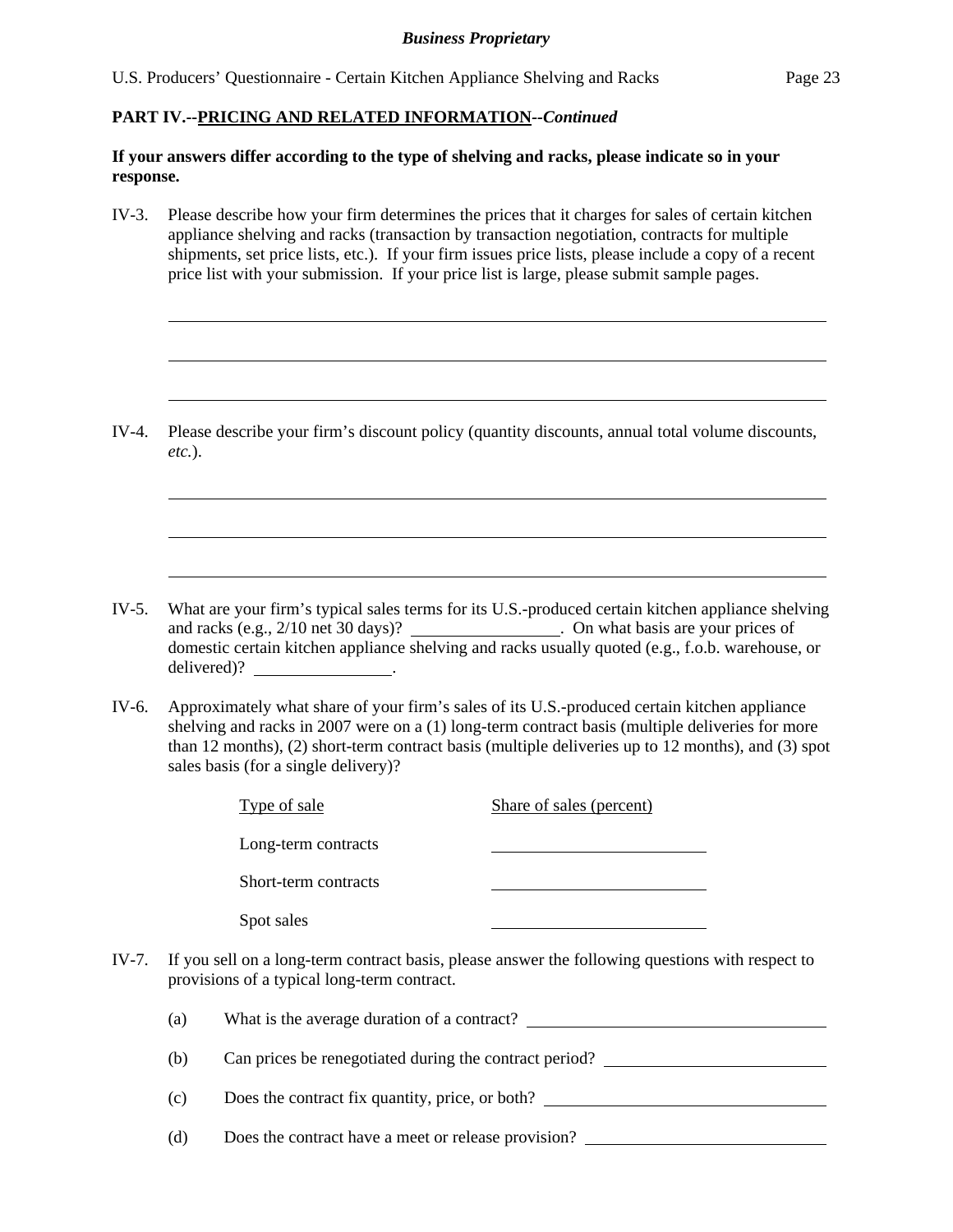**PART IV.--PRICING AND RELATED INFORMATION--*Continued***

**If your answers differ according to the type of shelving and racks, please indicate so in your response.**

IV-3. Please describe how your firm determines the prices that it charges for sales of certain kitchen appliance shelving and racks (transaction by transaction negotiation, contracts for multiple shipments, set price lists, etc.). If your firm issues price lists, please include a copy of a recent price list with your submission. If your price list is large, please submit sample pages.

\_\_\_\_\_\_\_\_\_\_\_\_\_\_\_\_\_\_\_\_\_\_\_\_\_\_\_\_\_\_\_\_\_\_\_\_\_\_\_\_\_\_\_\_\_\_\_\_\_\_\_\_\_\_\_\_\_\_\_\_

\_\_\_\_\_\_\_\_\_\_\_\_\_\_\_\_\_\_\_\_\_\_\_\_\_\_\_\_\_\_\_\_\_\_\_\_\_\_\_\_\_\_\_\_\_\_\_\_\_\_\_\_\_\_\_\_\_\_\_\_

\_\_\_\_\_\_\_\_\_\_\_\_\_\_\_\_\_\_\_\_\_\_\_\_\_\_\_\_\_\_\_\_\_\_\_\_\_\_\_\_\_\_\_\_\_\_\_\_\_\_\_\_\_\_\_\_\_\_\_\_

IV-4. Please describe your firm's discount policy (quantity discounts, annual total volume discounts, *etc.*).

\_\_\_\_\_\_\_\_\_\_\_\_\_\_\_\_\_\_\_\_\_\_\_\_\_\_\_\_\_\_\_\_\_\_\_\_\_\_\_\_\_\_\_\_\_\_\_\_\_\_\_\_\_\_\_\_\_\_\_\_

\_\_\_\_\_\_\_\_\_\_\_\_\_\_\_\_\_\_\_\_\_\_\_\_\_\_\_\_\_\_\_\_\_\_\_\_\_\_\_\_\_\_\_\_\_\_\_\_\_\_\_\_\_\_\_\_\_\_\_\_

\_\_\_\_\_\_\_\_\_\_\_\_\_\_\_\_\_\_\_\_\_\_\_\_\_\_\_\_\_\_\_\_\_\_\_\_\_\_\_\_\_\_\_\_\_\_\_\_\_\_\_\_\_\_\_\_\_\_\_\_

IV-5. What are your firm's typical sales terms for its U.S.-produced certain kitchen appliance shelving and racks (e.g., 2/10 net 30 days)? \_\_\_\_\_\_\_\_\_\_\_\_\_\_\_\_. On what basis are your prices of domestic certain kitchen appliance shelving and racks usually quoted (e.g., f.o.b. warehouse, or delivered)? \_\_\_\_\_\_\_\_\_\_\_\_\_\_\_\_.

IV-6. Approximately what share of your firm's sales of its U.S.-produced certain kitchen appliance shelving and racks in 2007 were on a (1) long-term contract basis (multiple deliveries for more than 12 months), (2) short-term contract basis (multiple deliveries up to 12 months), and (3) spot sales basis (for a single delivery)?

| Type of sale | Share of sales (percent) |
|---|---|
| Long-term contracts | \_\_\_\_\_\_\_\_\_\_\_\_\_\_\_\_ |
| Short-term contracts | \_\_\_\_\_\_\_\_\_\_\_\_\_\_\_\_ |
| Spot sales | \_\_\_\_\_\_\_\_\_\_\_\_\_\_\_\_ |

IV-7. If you sell on a long-term contract basis, please answer the following questions with respect to provisions of a typical long-term contract.

(a) What is the average duration of a contract? \_\_\_\_\_\_\_\_\_\_\_\_\_\_\_\_\_\_\_\_\_\_\_\_

(b) Can prices be renegotiated during the contract period? \_\_\_\_\_\_\_\_\_\_\_\_\_\_\_\_\_\_

(c) Does the contract fix quantity, price, or both? \_\_\_\_\_\_\_\_\_\_\_\_\_\_\_\_\_\_\_\_\_\_

(d) Does the contract have a meet or release provision? \_\_\_\_\_\_\_\_\_\_\_\_\_\_\_\_\_\_\_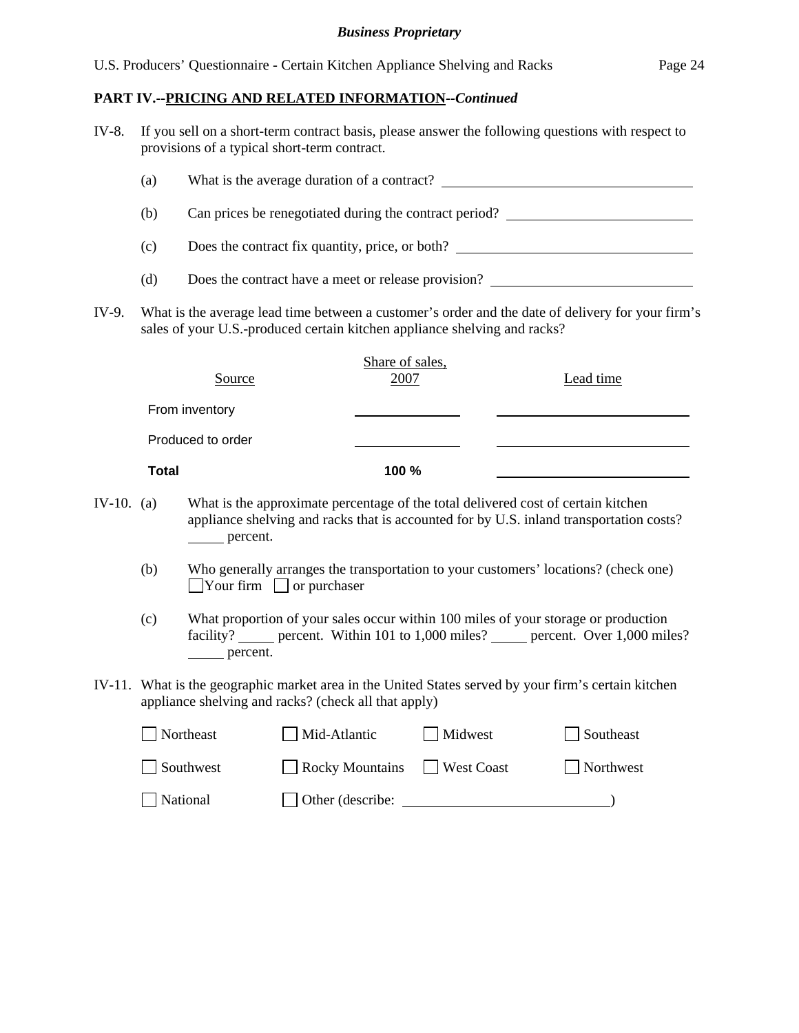**PART IV.--PRICING AND RELATED INFORMATION--*Continued***

IV-8. If you sell on a short-term contract basis, please answer the following questions with respect to provisions of a typical short-term contract.

(a) What is the average duration of a contract? ____________________

(b) Can prices be renegotiated during the contract period? ____________________

(c) Does the contract fix quantity, price, or both? ____________________

(d) Does the contract have a meet or release provision? ____________________

IV-9. What is the average lead time between a customer's order and the date of delivery for your firm's sales of your U.S.-produced certain kitchen appliance shelving and racks?

| Source | Share of sales, 2007 | Lead time |
|---|---|---|
| From inventory | ______ | ______ |
| Produced to order | ______ | ______ |
| **Total** | **100 %** | ______ |

IV-10. (a) What is the approximate percentage of the total delivered cost of certain kitchen appliance shelving and racks that is accounted for by U.S. inland transportation costs? _____ percent.

(b) Who generally arranges the transportation to your customers' locations? (check one)
☐ Your firm ☐ or purchaser

(c) What proportion of your sales occur within 100 miles of your storage or production facility? _____ percent. Within 101 to 1,000 miles? _____ percent. Over 1,000 miles? _____ percent.

IV-11. What is the geographic market area in the United States served by your firm's certain kitchen appliance shelving and racks? (check all that apply)

☐ Northeast ☐ Mid-Atlantic ☐ Midwest ☐ Southeast

☐ Southwest ☐ Rocky Mountains ☐ West Coast ☐ Northwest

☐ National ☐ Other (describe: ____________________)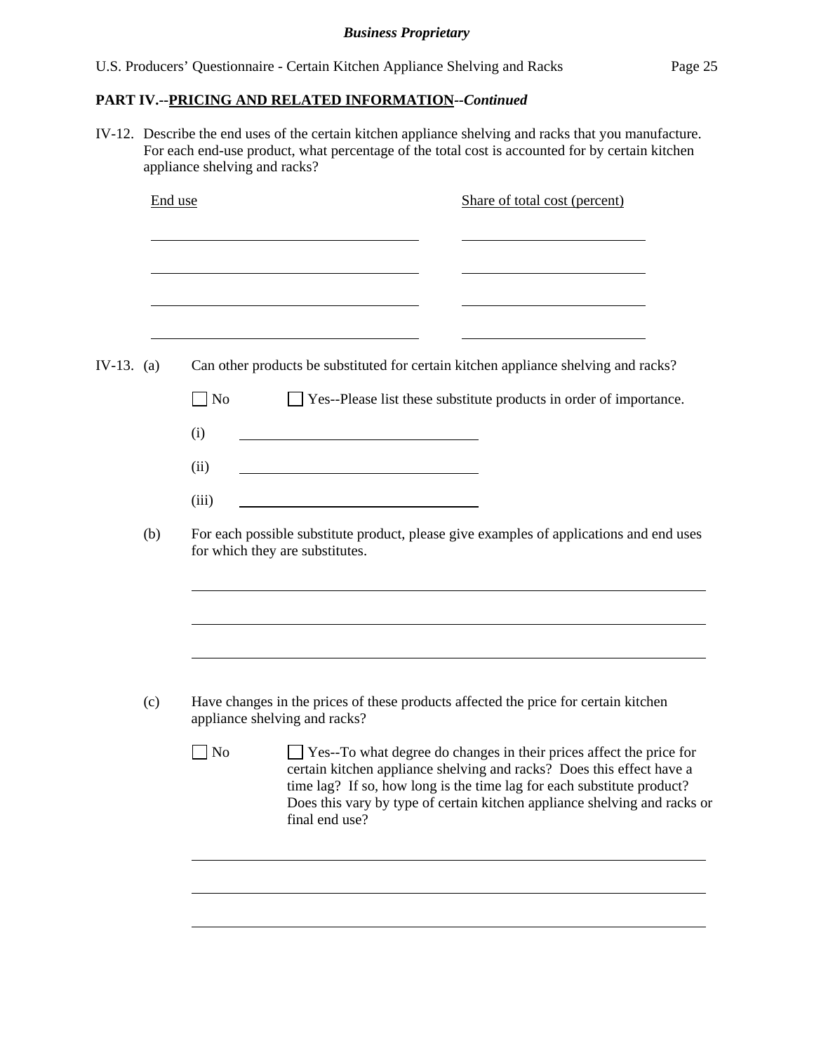## PART IV.--PRICING AND RELATED INFORMATION--*Continued*

IV-12. Describe the end uses of the certain kitchen appliance shelving and racks that you manufacture. For each end-use product, what percentage of the total cost is accounted for by certain kitchen appliance shelving and racks?

| End use | Share of total cost (percent) |
|---|---|
| | |
| | |
| | |
| | |

IV-13. (a) Can other products be substituted for certain kitchen appliance shelving and racks?

☐ No ☐ Yes--Please list these substitute products in order of importance.

(i) \_\_\_\_\_\_\_\_\_\_\_\_\_\_\_\_\_\_\_\_\_\_\_\_

(ii) \_\_\_\_\_\_\_\_\_\_\_\_\_\_\_\_\_\_\_\_\_\_\_\_

(iii) \_\_\_\_\_\_\_\_\_\_\_\_\_\_\_\_\_\_\_\_\_\_\_\_

(b) For each possible substitute product, please give examples of applications and end uses for which they are substitutes.

\_\_\_\_\_\_\_\_\_\_\_\_\_\_\_\_\_\_\_\_\_\_\_\_\_\_\_\_\_\_\_\_\_\_\_\_\_\_\_\_\_\_\_\_\_\_\_\_

\_\_\_\_\_\_\_\_\_\_\_\_\_\_\_\_\_\_\_\_\_\_\_\_\_\_\_\_\_\_\_\_\_\_\_\_\_\_\_\_\_\_\_\_\_\_\_\_

\_\_\_\_\_\_\_\_\_\_\_\_\_\_\_\_\_\_\_\_\_\_\_\_\_\_\_\_\_\_\_\_\_\_\_\_\_\_\_\_\_\_\_\_\_\_\_\_

(c) Have changes in the prices of these products affected the price for certain kitchen appliance shelving and racks?

☐ No ☐ Yes--To what degree do changes in their prices affect the price for certain kitchen appliance shelving and racks? Does this effect have a time lag? If so, how long is the time lag for each substitute product? Does this vary by type of certain kitchen appliance shelving and racks or final end use?

\_\_\_\_\_\_\_\_\_\_\_\_\_\_\_\_\_\_\_\_\_\_\_\_\_\_\_\_\_\_\_\_\_\_\_\_\_\_\_\_\_\_\_\_\_\_\_\_

\_\_\_\_\_\_\_\_\_\_\_\_\_\_\_\_\_\_\_\_\_\_\_\_\_\_\_\_\_\_\_\_\_\_\_\_\_\_\_\_\_\_\_\_\_\_\_\_

\_\_\_\_\_\_\_\_\_\_\_\_\_\_\_\_\_\_\_\_\_\_\_\_\_\_\_\_\_\_\_\_\_\_\_\_\_\_\_\_\_\_\_\_\_\_\_\_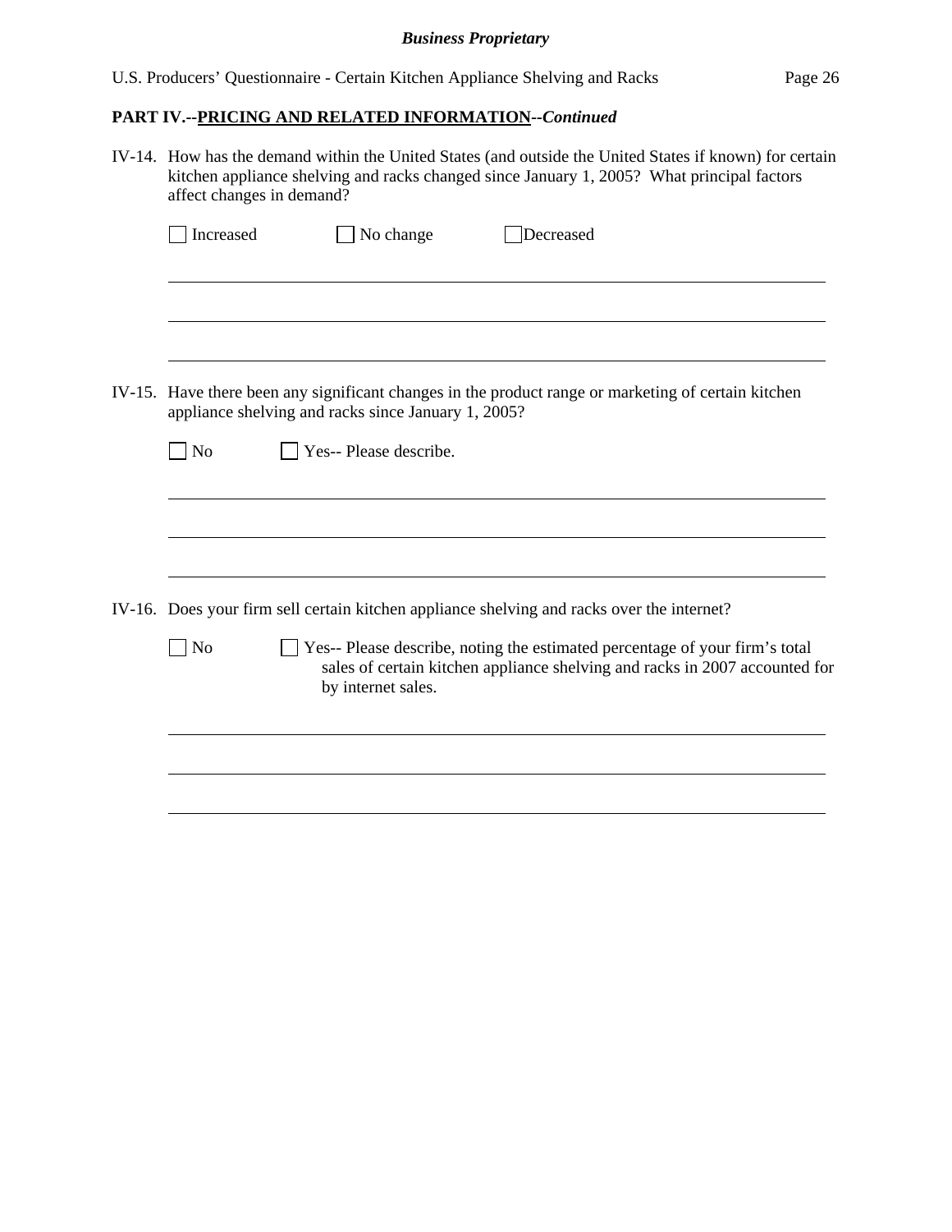## PART IV.--PRICING AND RELATED INFORMATION--*Continued*

IV-14. How has the demand within the United States (and outside the United States if known) for certain kitchen appliance shelving and racks changed since January 1, 2005? What principal factors affect changes in demand?

☐ Increased ☐ No change ☐ Decreased

\_\_\_\_\_\_\_\_\_\_\_\_\_\_\_\_\_\_\_\_\_\_\_\_\_\_\_\_\_\_\_\_\_\_\_\_\_\_\_\_\_\_\_\_\_\_\_\_\_\_\_\_\_\_\_\_\_\_\_\_\_\_\_\_\_\_\_\_\_\_\_\_\_\_\_\_\_\_

\_\_\_\_\_\_\_\_\_\_\_\_\_\_\_\_\_\_\_\_\_\_\_\_\_\_\_\_\_\_\_\_\_\_\_\_\_\_\_\_\_\_\_\_\_\_\_\_\_\_\_\_\_\_\_\_\_\_\_\_\_\_\_\_\_\_\_\_\_\_\_\_\_\_\_\_\_\_

\_\_\_\_\_\_\_\_\_\_\_\_\_\_\_\_\_\_\_\_\_\_\_\_\_\_\_\_\_\_\_\_\_\_\_\_\_\_\_\_\_\_\_\_\_\_\_\_\_\_\_\_\_\_\_\_\_\_\_\_\_\_\_\_\_\_\_\_\_\_\_\_\_\_\_\_\_\_

IV-15. Have there been any significant changes in the product range or marketing of certain kitchen appliance shelving and racks since January 1, 2005?

☐ No ☐ Yes-- Please describe.

\_\_\_\_\_\_\_\_\_\_\_\_\_\_\_\_\_\_\_\_\_\_\_\_\_\_\_\_\_\_\_\_\_\_\_\_\_\_\_\_\_\_\_\_\_\_\_\_\_\_\_\_\_\_\_\_\_\_\_\_\_\_\_\_\_\_\_\_\_\_\_\_\_\_\_\_\_\_

\_\_\_\_\_\_\_\_\_\_\_\_\_\_\_\_\_\_\_\_\_\_\_\_\_\_\_\_\_\_\_\_\_\_\_\_\_\_\_\_\_\_\_\_\_\_\_\_\_\_\_\_\_\_\_\_\_\_\_\_\_\_\_\_\_\_\_\_\_\_\_\_\_\_\_\_\_\_

\_\_\_\_\_\_\_\_\_\_\_\_\_\_\_\_\_\_\_\_\_\_\_\_\_\_\_\_\_\_\_\_\_\_\_\_\_\_\_\_\_\_\_\_\_\_\_\_\_\_\_\_\_\_\_\_\_\_\_\_\_\_\_\_\_\_\_\_\_\_\_\_\_\_\_\_\_\_

IV-16. Does your firm sell certain kitchen appliance shelving and racks over the internet?

☐ No ☐ Yes-- Please describe, noting the estimated percentage of your firm's total sales of certain kitchen appliance shelving and racks in 2007 accounted for by internet sales.

\_\_\_\_\_\_\_\_\_\_\_\_\_\_\_\_\_\_\_\_\_\_\_\_\_\_\_\_\_\_\_\_\_\_\_\_\_\_\_\_\_\_\_\_\_\_\_\_\_\_\_\_\_\_\_\_\_\_\_\_\_\_\_\_\_\_\_\_\_\_\_\_\_\_\_\_\_\_

\_\_\_\_\_\_\_\_\_\_\_\_\_\_\_\_\_\_\_\_\_\_\_\_\_\_\_\_\_\_\_\_\_\_\_\_\_\_\_\_\_\_\_\_\_\_\_\_\_\_\_\_\_\_\_\_\_\_\_\_\_\_\_\_\_\_\_\_\_\_\_\_\_\_\_\_\_\_

\_\_\_\_\_\_\_\_\_\_\_\_\_\_\_\_\_\_\_\_\_\_\_\_\_\_\_\_\_\_\_\_\_\_\_\_\_\_\_\_\_\_\_\_\_\_\_\_\_\_\_\_\_\_\_\_\_\_\_\_\_\_\_\_\_\_\_\_\_\_\_\_\_\_\_\_\_\_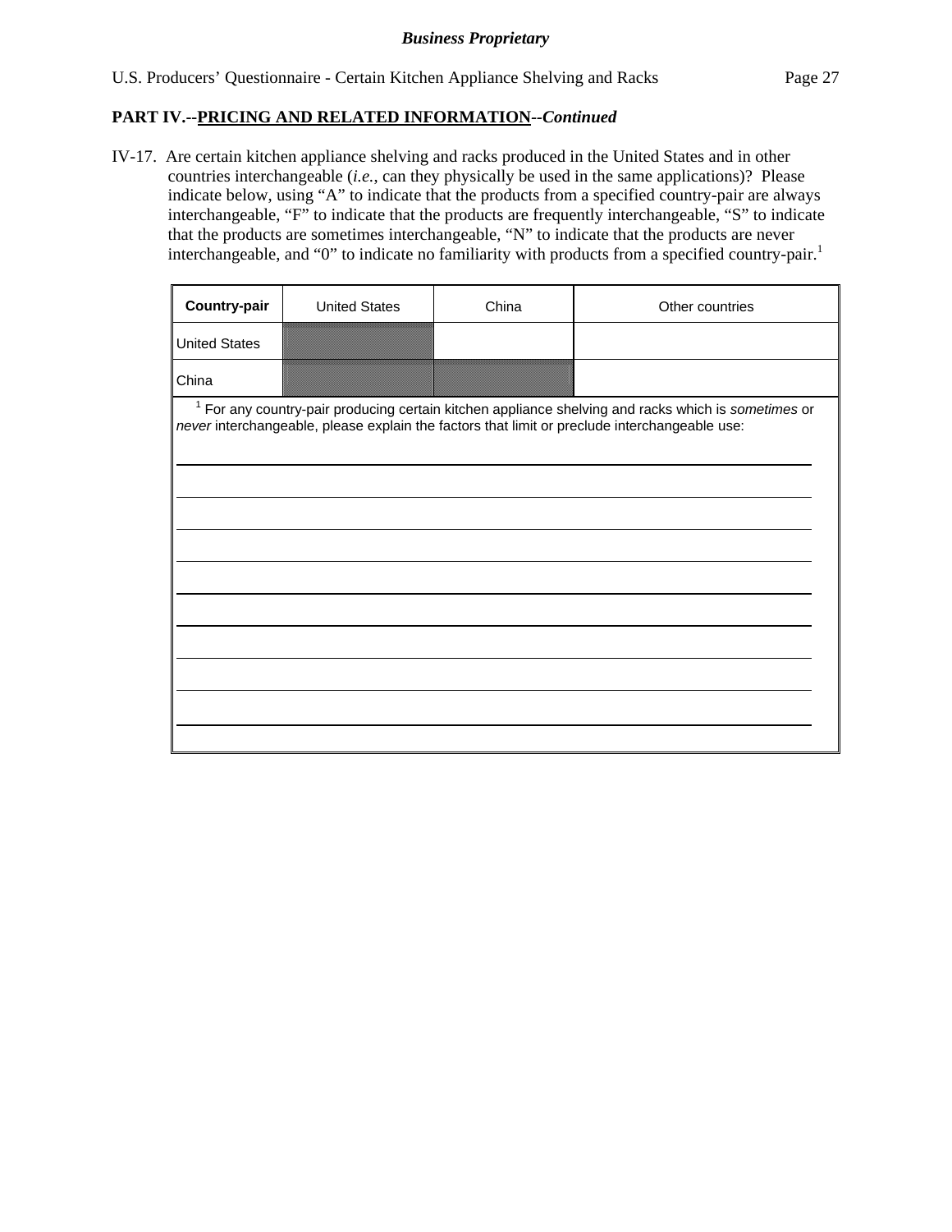**Business Proprietary**

U.S. Producers' Questionnaire - Certain Kitchen Appliance Shelving and Racks

**PART IV.--PRICING AND RELATED INFORMATION--*Continued***

IV-17. Are certain kitchen appliance shelving and racks produced in the United States and in other countries interchangeable (*i.e.*, can they physically be used in the same applications)? Please indicate below, using "A" to indicate that the products from a specified country-pair are always interchangeable, "F" to indicate that the products are frequently interchangeable, "S" to indicate that the products are sometimes interchangeable, "N" to indicate that the products are never interchangeable, and "0" to indicate no familiarity with products from a specified country-pair.[1]

| **Country-pair** | United States | China | Other countries |
|---|---|---|---|
| United States | | | |
| China | | | |

[1] For any country-pair producing certain kitchen appliance shelving and racks which is *sometimes* or *never* interchangeable, please explain the factors that limit or preclude interchangeable use:

______________________________________________________________________

______________________________________________________________________

______________________________________________________________________

______________________________________________________________________

______________________________________________________________________

______________________________________________________________________

______________________________________________________________________

______________________________________________________________________

______________________________________________________________________

______________________________________________________________________

______________________________________________________________________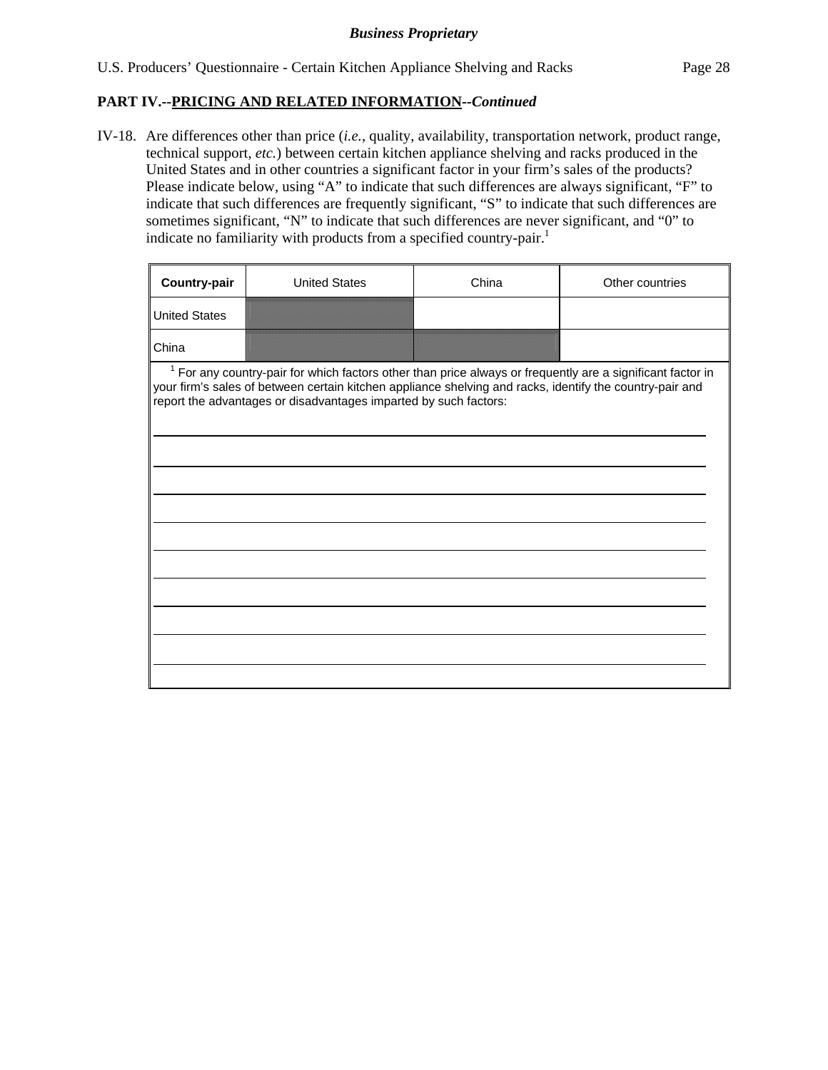**PART IV.--PRICING AND RELATED INFORMATION--*Continued***

IV-18. Are differences other than price (*i.e.*, quality, availability, transportation network, product range, technical support, *etc.*) between certain kitchen appliance shelving and racks produced in the United States and in other countries a significant factor in your firm's sales of the products? Please indicate below, using "A" to indicate that such differences are always significant, "F" to indicate that such differences are frequently significant, "S" to indicate that such differences are sometimes significant, "N" to indicate that such differences are never significant, and "0" to indicate no familiarity with products from a specified country-pair.[1]

| Country-pair | United States | China | Other countries |
|---|---|---|---|
| United States | | | |
| China | | | |

[1] For any country-pair for which factors other than price always or frequently are a significant factor in your firm's sales of between certain kitchen appliance shelving and racks, identify the country-pair and report the advantages or disadvantages imparted by such factors: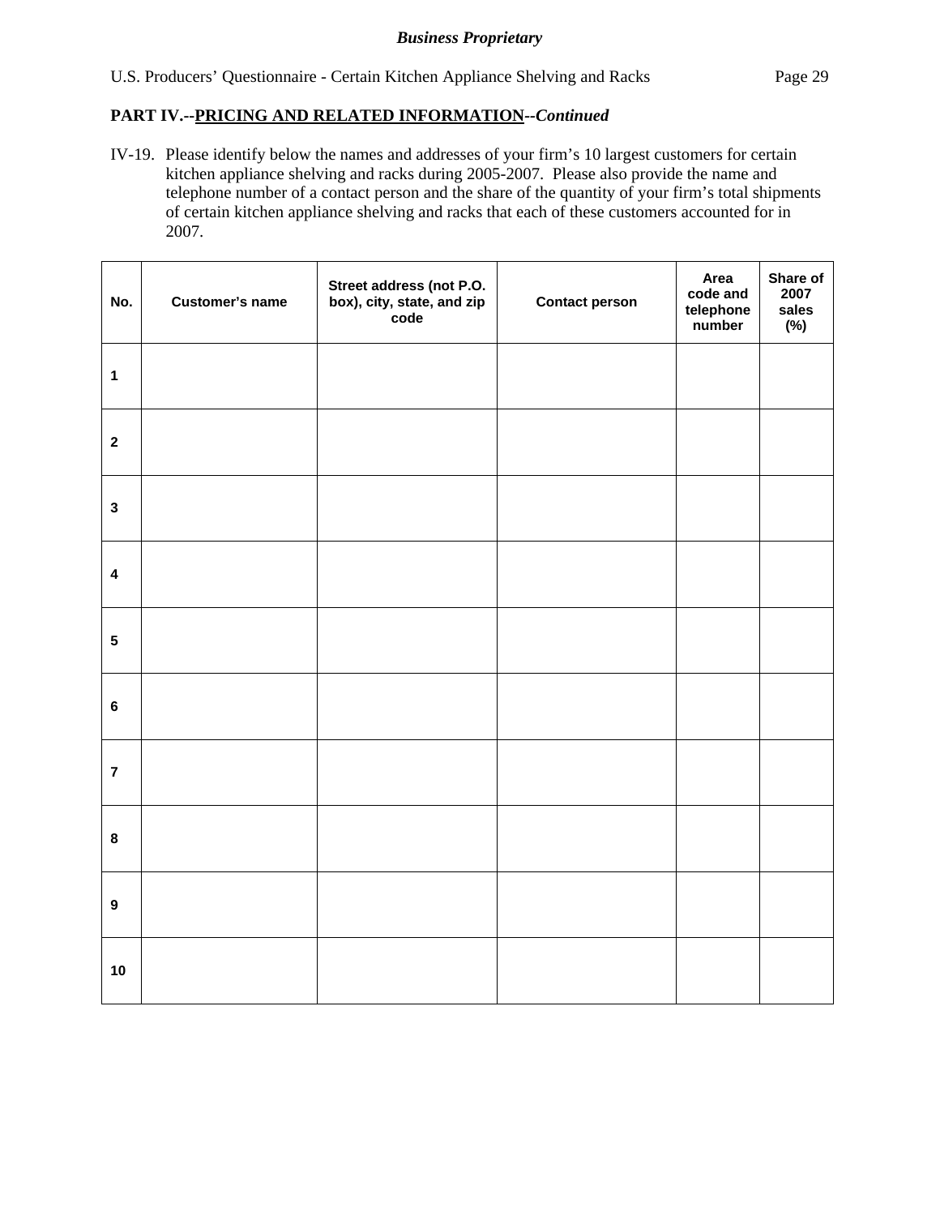**Business Proprietary**

## PART IV.--PRICING AND RELATED INFORMATION--*Continued*

IV-19. Please identify below the names and addresses of your firm's 10 largest customers for certain kitchen appliance shelving and racks during 2005-2007. Please also provide the name and telephone number of a contact person and the share of the quantity of your firm's total shipments of certain kitchen appliance shelving and racks that each of these customers accounted for in 2007.

| No. | Customer's name | Street address (not P.O. box), city, state, and zip code | Contact person | Area code and telephone number | Share of 2007 sales (%) |
|---|---|---|---|---|---|
| 1 | | | | | |
| 2 | | | | | |
| 3 | | | | | |
| 4 | | | | | |
| 5 | | | | | |
| 6 | | | | | |
| 7 | | | | | |
| 8 | | | | | |
| 9 | | | | | |
| 10 | | | | | |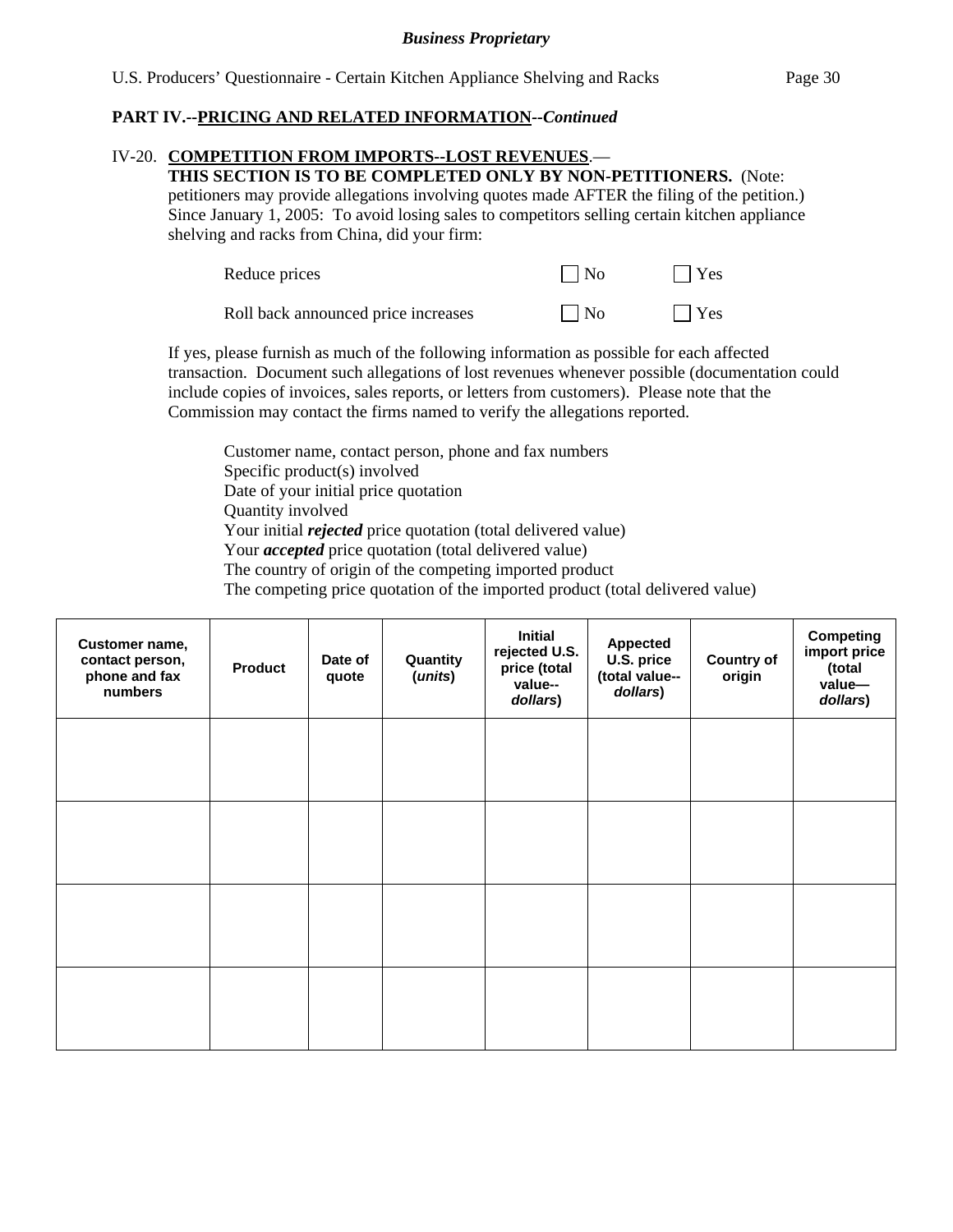**PART IV.--PRICING AND RELATED INFORMATION--*Continued***

IV-20. **COMPETITION FROM IMPORTS--LOST REVENUES**.—
**THIS SECTION IS TO BE COMPLETED ONLY BY NON-PETITIONERS.** (Note: petitioners may provide allegations involving quotes made AFTER the filing of the petition.) Since January 1, 2005: To avoid losing sales to competitors selling certain kitchen appliance shelving and racks from China, did your firm:

Reduce prices ☐ No ☐ Yes

Roll back announced price increases ☐ No ☐ Yes

If yes, please furnish as much of the following information as possible for each affected transaction. Document such allegations of lost revenues whenever possible (documentation could include copies of invoices, sales reports, or letters from customers). Please note that the Commission may contact the firms named to verify the allegations reported.

Customer name, contact person, phone and fax numbers
Specific product(s) involved
Date of your initial price quotation
Quantity involved
Your initial ***rejected*** price quotation (total delivered value)
Your ***accepted*** price quotation (total delivered value)
The country of origin of the competing imported product
The competing price quotation of the imported product (total delivered value)

| Customer name, contact person, phone and fax numbers | Product | Date of quote | Quantity (*units*) | Initial rejected U.S. price (total value--*dollars*) | Appected U.S. price (total value--*dollars*) | Country of origin | Competing import price (total value—*dollars*) |
|---|---|---|---|---|---|---|---|
| | | | | | | | |
| | | | | | | | |
| | | | | | | | |
| | | | | | | | |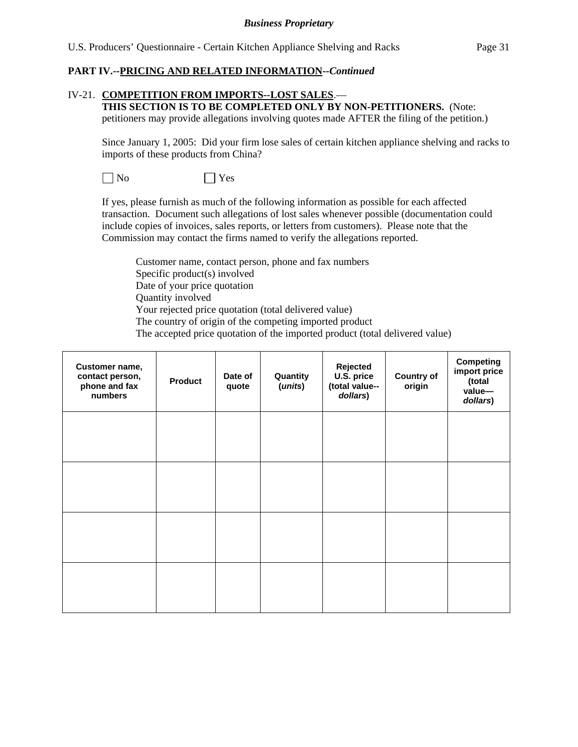**PART IV.--PRICING AND RELATED INFORMATION--*Continued***

IV-21. **COMPETITION FROM IMPORTS--LOST SALES**.—
**THIS SECTION IS TO BE COMPLETED ONLY BY NON-PETITIONERS.** (Note: petitioners may provide allegations involving quotes made AFTER the filing of the petition.)

Since January 1, 2005: Did your firm lose sales of certain kitchen appliance shelving and racks to imports of these products from China?

☐ No ☐ Yes

If yes, please furnish as much of the following information as possible for each affected transaction. Document such allegations of lost sales whenever possible (documentation could include copies of invoices, sales reports, or letters from customers). Please note that the Commission may contact the firms named to verify the allegations reported.

Customer name, contact person, phone and fax numbers
Specific product(s) involved
Date of your price quotation
Quantity involved
Your rejected price quotation (total delivered value)
The country of origin of the competing imported product
The accepted price quotation of the imported product (total delivered value)

| Customer name, contact person, phone and fax numbers | Product | Date of quote | Quantity (*units*) | Rejected U.S. price (total value--*dollars*) | Country of origin | Competing import price (total value—*dollars*) |
|---|---|---|---|---|---|---|
| | | | | | | |
| | | | | | | |
| | | | | | | |
| | | | | | | |